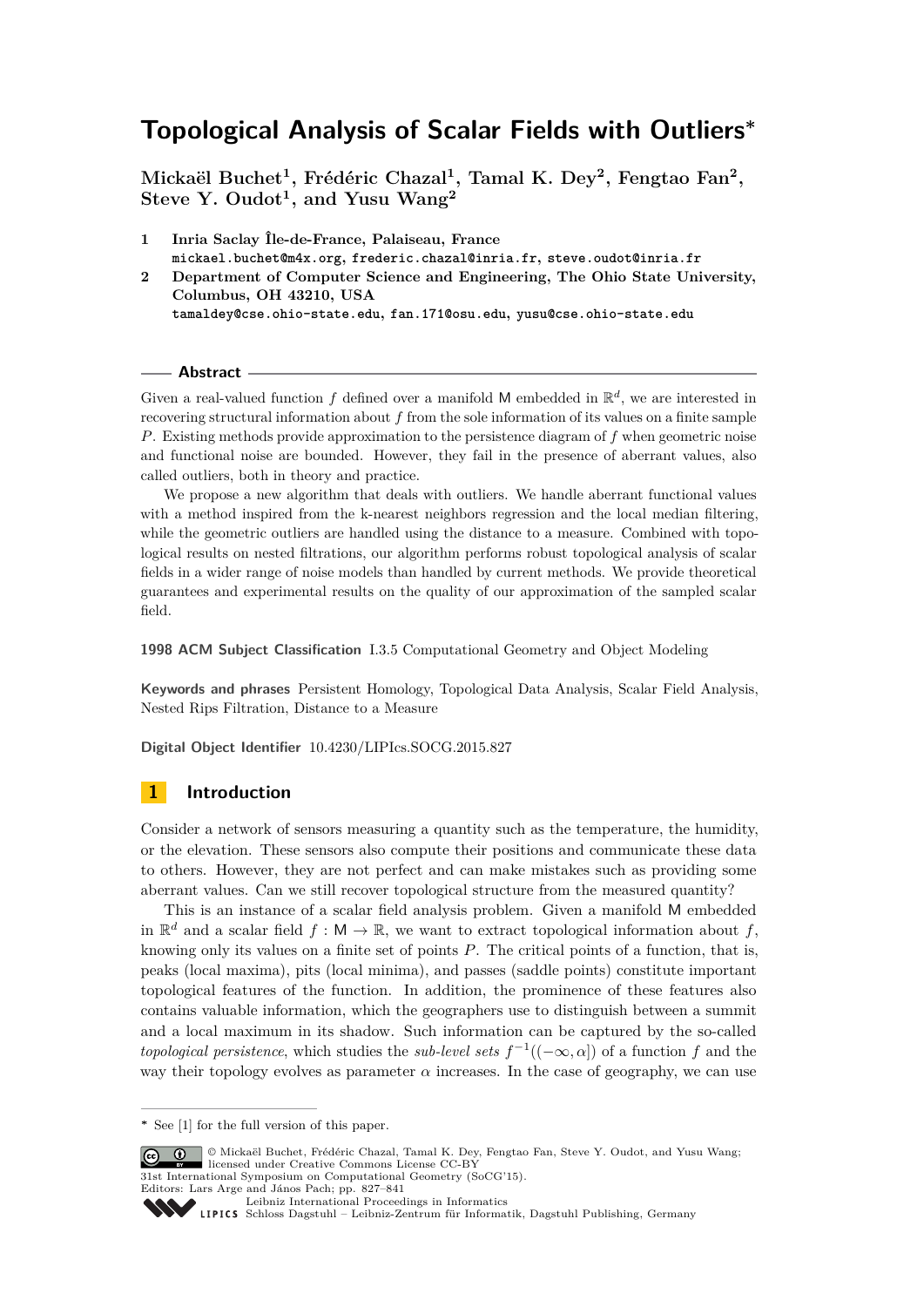# Topological Analysis of Scalar Fields with Outliers*

**Mickaël Buchet[1], Frédéric Chazal[1], Tamal K. Dey[2], Fengtao Fan[2], Steve Y. Oudot[1], and Yusu Wang[2]**

**1 Inria Saclay Île-de-France, Palaiseau, France**
mickael.buchet@m4x.org, frederic.chazal@inria.fr, steve.oudot@inria.fr

**2 Department of Computer Science and Engineering, The Ohio State University, Columbus, OH 43210, USA**
tamaldey@cse.ohio-state.edu, fan.171@osu.edu, yusu@cse.ohio-state.edu

## Abstract

Given a real-valued function $f$ defined over a manifold $\mathsf{M}$ embedded in $\mathbb{R}^d$, we are interested in recovering structural information about $f$ from the sole information of its values on a finite sample $P$. Existing methods provide approximation to the persistence diagram of $f$ when geometric noise and functional noise are bounded. However, they fail in the presence of aberrant values, also called outliers, both in theory and practice.

We propose a new algorithm that deals with outliers. We handle aberrant functional values with a method inspired from the k-nearest neighbors regression and the local median filtering, while the geometric outliers are handled using the distance to a measure. Combined with topological results on nested filtrations, our algorithm performs robust topological analysis of scalar fields in a wider range of noise models than handled by current methods. We provide theoretical guarantees and experimental results on the quality of our approximation of the sampled scalar field.

**1998 ACM Subject Classification** I.3.5 Computational Geometry and Object Modeling

**Keywords and phrases** Persistent Homology, Topological Data Analysis, Scalar Field Analysis, Nested Rips Filtration, Distance to a Measure

**Digital Object Identifier** 10.4230/LIPIcs.SOCG.2015.827

## 1 Introduction

Consider a network of sensors measuring a quantity such as the temperature, the humidity, or the elevation. These sensors also compute their positions and communicate these data to others. However, they are not perfect and can make mistakes such as providing some aberrant values. Can we still recover topological structure from the measured quantity?

This is an instance of a scalar field analysis problem. Given a manifold $\mathsf{M}$ embedded in $\mathbb{R}^d$ and a scalar field $f : \mathsf{M} \to \mathbb{R}$, we want to extract topological information about $f$, knowing only its values on a finite set of points $P$. The critical points of a function, that is, peaks (local maxima), pits (local minima), and passes (saddle points) constitute important topological features of the function. In addition, the prominence of these features also contains valuable information, which the geographers use to distinguish between a summit and a local maximum in its shadow. Such information can be captured by the so-called *topological persistence*, which studies the *sub-level sets* $f^{-1}((-\infty, \alpha])$ of a function $f$ and the way their topology evolves as parameter $\alpha$ increases. In the case of geography, we can use

* See [1] for the full version of this paper.

© Mickaël Buchet, Frédéric Chazal, Tamal K. Dey, Fengtao Fan, Steve Y. Oudot, and Yusu Wang; licensed under Creative Commons License CC-BY
31st International Symposium on Computational Geometry (SoCG'15).
Editors: Lars Arge and János Pach; pp. 827–841
Leibniz International Proceedings in Informatics
Schloss Dagstuhl – Leibniz-Zentrum für Informatik, Dagstuhl Publishing, Germany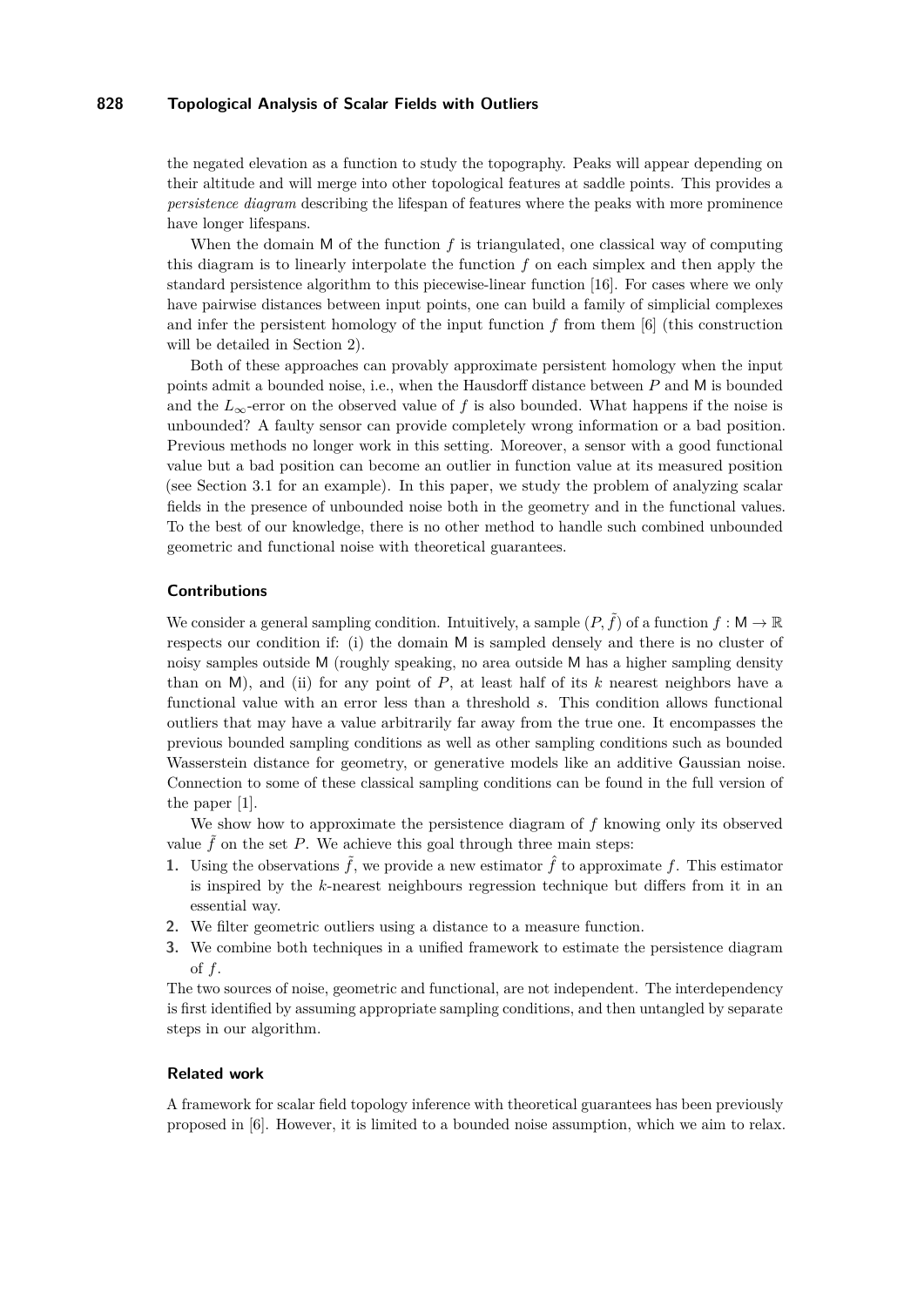the negated elevation as a function to study the topography. Peaks will appear depending on their altitude and will merge into other topological features at saddle points. This provides a *persistence diagram* describing the lifespan of features where the peaks with more prominence have longer lifespans.

When the domain $\mathsf{M}$ of the function $f$ is triangulated, one classical way of computing this diagram is to linearly interpolate the function $f$ on each simplex and then apply the standard persistence algorithm to this piecewise-linear function [16]. For cases where we only have pairwise distances between input points, one can build a family of simplicial complexes and infer the persistent homology of the input function $f$ from them [6] (this construction will be detailed in Section 2).

Both of these approaches can provably approximate persistent homology when the input points admit a bounded noise, i.e., when the Hausdorff distance between $P$ and $\mathsf{M}$ is bounded and the $L_\infty$-error on the observed value of $f$ is also bounded. What happens if the noise is unbounded? A faulty sensor can provide completely wrong information or a bad position. Previous methods no longer work in this setting. Moreover, a sensor with a good functional value but a bad position can become an outlier in function value at its measured position (see Section 3.1 for an example). In this paper, we study the problem of analyzing scalar fields in the presence of unbounded noise both in the geometry and in the functional values. To the best of our knowledge, there is no other method to handle such combined unbounded geometric and functional noise with theoretical guarantees.

### Contributions

We consider a general sampling condition. Intuitively, a sample $(P, \tilde{f})$ of a function $f : \mathsf{M} \to \mathbb{R}$ respects our condition if: (i) the domain $\mathsf{M}$ is sampled densely and there is no cluster of noisy samples outside $\mathsf{M}$ (roughly speaking, no area outside $\mathsf{M}$ has a higher sampling density than on $\mathsf{M}$), and (ii) for any point of $P$, at least half of its $k$ nearest neighbors have a functional value with an error less than a threshold $s$. This condition allows functional outliers that may have a value arbitrarily far away from the true one. It encompasses the previous bounded sampling conditions as well as other sampling conditions such as bounded Wasserstein distance for geometry, or generative models like an additive Gaussian noise. Connection to some of these classical sampling conditions can be found in the full version of the paper [1].

We show how to approximate the persistence diagram of $f$ knowing only its observed value $\tilde{f}$ on the set $P$. We achieve this goal through three main steps:

1. Using the observations $\tilde{f}$, we provide a new estimator $\hat{f}$ to approximate $f$. This estimator is inspired by the $k$-nearest neighbours regression technique but differs from it in an essential way.
2. We filter geometric outliers using a distance to a measure function.
3. We combine both techniques in a unified framework to estimate the persistence diagram of $f$.

The two sources of noise, geometric and functional, are not independent. The interdependency is first identified by assuming appropriate sampling conditions, and then untangled by separate steps in our algorithm.

### Related work

A framework for scalar field topology inference with theoretical guarantees has been previously proposed in [6]. However, it is limited to a bounded noise assumption, which we aim to relax.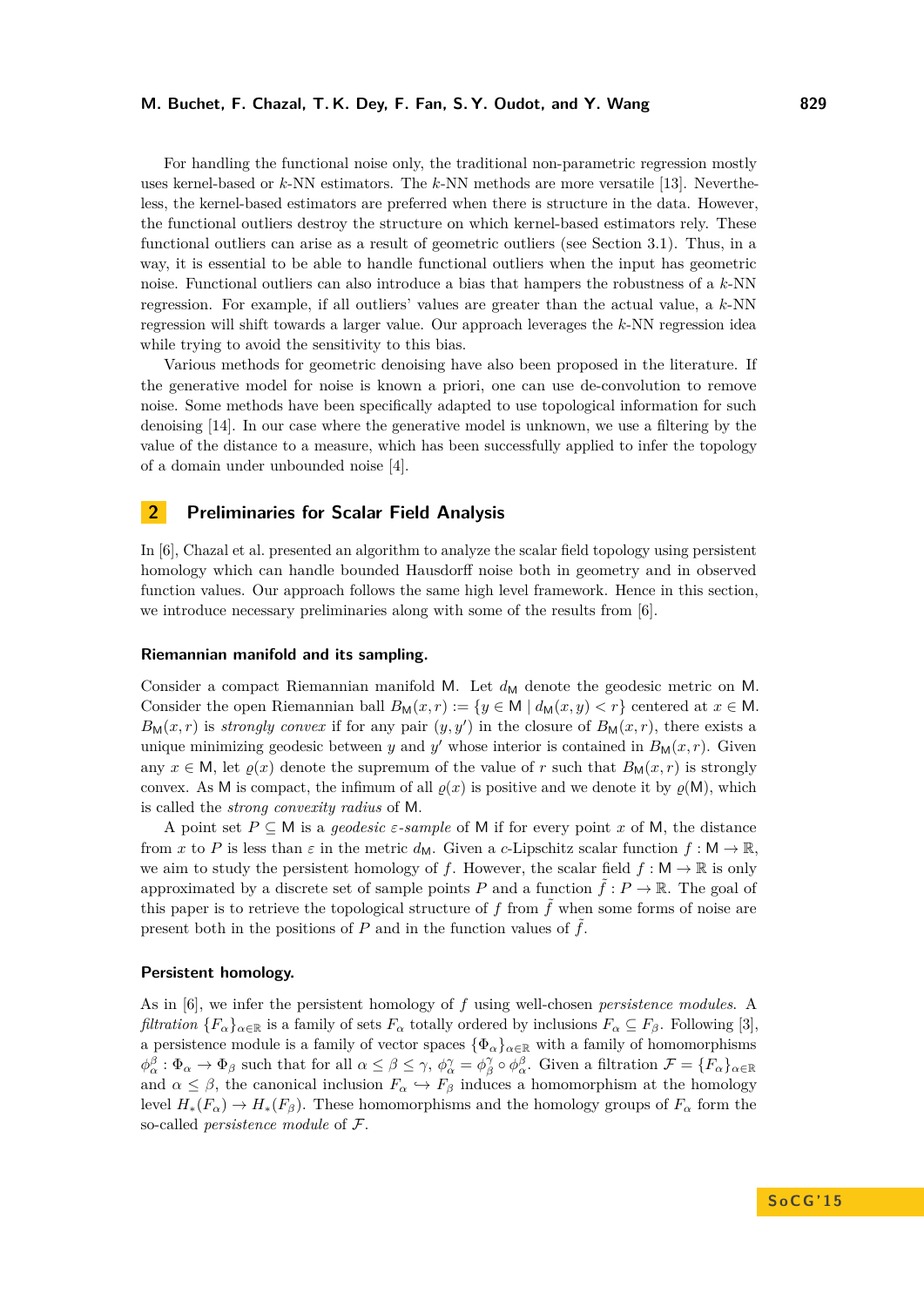For handling the functional noise only, the traditional non-parametric regression mostly uses kernel-based or $k$-NN estimators. The $k$-NN methods are more versatile [13]. Nevertheless, the kernel-based estimators are preferred when there is structure in the data. However, the functional outliers destroy the structure on which kernel-based estimators rely. These functional outliers can arise as a result of geometric outliers (see Section 3.1). Thus, in a way, it is essential to be able to handle functional outliers when the input has geometric noise. Functional outliers can also introduce a bias that hampers the robustness of a $k$-NN regression. For example, if all outliers' values are greater than the actual value, a $k$-NN regression will shift towards a larger value. Our approach leverages the $k$-NN regression idea while trying to avoid the sensitivity to this bias.

Various methods for geometric denoising have also been proposed in the literature. If the generative model for noise is known a priori, one can use de-convolution to remove noise. Some methods have been specifically adapted to use topological information for such denoising [14]. In our case where the generative model is unknown, we use a filtering by the value of the distance to a measure, which has been successfully applied to infer the topology of a domain under unbounded noise [4].

## 2 Preliminaries for Scalar Field Analysis

In [6], Chazal et al. presented an algorithm to analyze the scalar field topology using persistent homology which can handle bounded Hausdorff noise both in geometry and in observed function values. Our approach follows the same high level framework. Hence in this section, we introduce necessary preliminaries along with some of the results from [6].

### Riemannian manifold and its sampling.

Consider a compact Riemannian manifold $\mathsf{M}$. Let $d_{\mathsf{M}}$ denote the geodesic metric on $\mathsf{M}$. Consider the open Riemannian ball $B_{\mathsf{M}}(x,r) := \{y \in \mathsf{M} \mid d_{\mathsf{M}}(x,y) < r\}$ centered at $x \in \mathsf{M}$. $B_{\mathsf{M}}(x,r)$ is *strongly convex* if for any pair $(y,y')$ in the closure of $B_{\mathsf{M}}(x,r)$, there exists a unique minimizing geodesic between $y$ and $y'$ whose interior is contained in $B_{\mathsf{M}}(x,r)$. Given any $x \in \mathsf{M}$, let $\varrho(x)$ denote the supremum of the value of $r$ such that $B_{\mathsf{M}}(x,r)$ is strongly convex. As $\mathsf{M}$ is compact, the infimum of all $\varrho(x)$ is positive and we denote it by $\varrho(\mathsf{M})$, which is called the *strong convexity radius* of $\mathsf{M}$.

A point set $P \subseteq \mathsf{M}$ is a *geodesic $\varepsilon$-sample* of $\mathsf{M}$ if for every point $x$ of $\mathsf{M}$, the distance from $x$ to $P$ is less than $\varepsilon$ in the metric $d_{\mathsf{M}}$. Given a $c$-Lipschitz scalar function $f : \mathsf{M} \to \mathbb{R}$, we aim to study the persistent homology of $f$. However, the scalar field $f : \mathsf{M} \to \mathbb{R}$ is only approximated by a discrete set of sample points $P$ and a function $\tilde{f} : P \to \mathbb{R}$. The goal of this paper is to retrieve the topological structure of $f$ from $\tilde{f}$ when some forms of noise are present both in the positions of $P$ and in the function values of $\tilde{f}$.

### Persistent homology.

As in [6], we infer the persistent homology of $f$ using well-chosen *persistence modules*. A *filtration* $\{F_\alpha\}_{\alpha\in\mathbb{R}}$ is a family of sets $F_\alpha$ totally ordered by inclusions $F_\alpha \subseteq F_\beta$. Following [3], a persistence module is a family of vector spaces $\{\Phi_\alpha\}_{\alpha\in\mathbb{R}}$ with a family of homomorphisms $\phi_\alpha^\beta : \Phi_\alpha \to \Phi_\beta$ such that for all $\alpha \le \beta \le \gamma$, $\phi_\alpha^\gamma = \phi_\beta^\gamma \circ \phi_\alpha^\beta$. Given a filtration $\mathcal{F} = \{F_\alpha\}_{\alpha\in\mathbb{R}}$ and $\alpha \le \beta$, the canonical inclusion $F_\alpha \hookrightarrow F_\beta$ induces a homomorphism at the homology level $H_*(F_\alpha) \to H_*(F_\beta)$. These homomorphisms and the homology groups of $F_\alpha$ form the so-called *persistence module* of $\mathcal{F}$.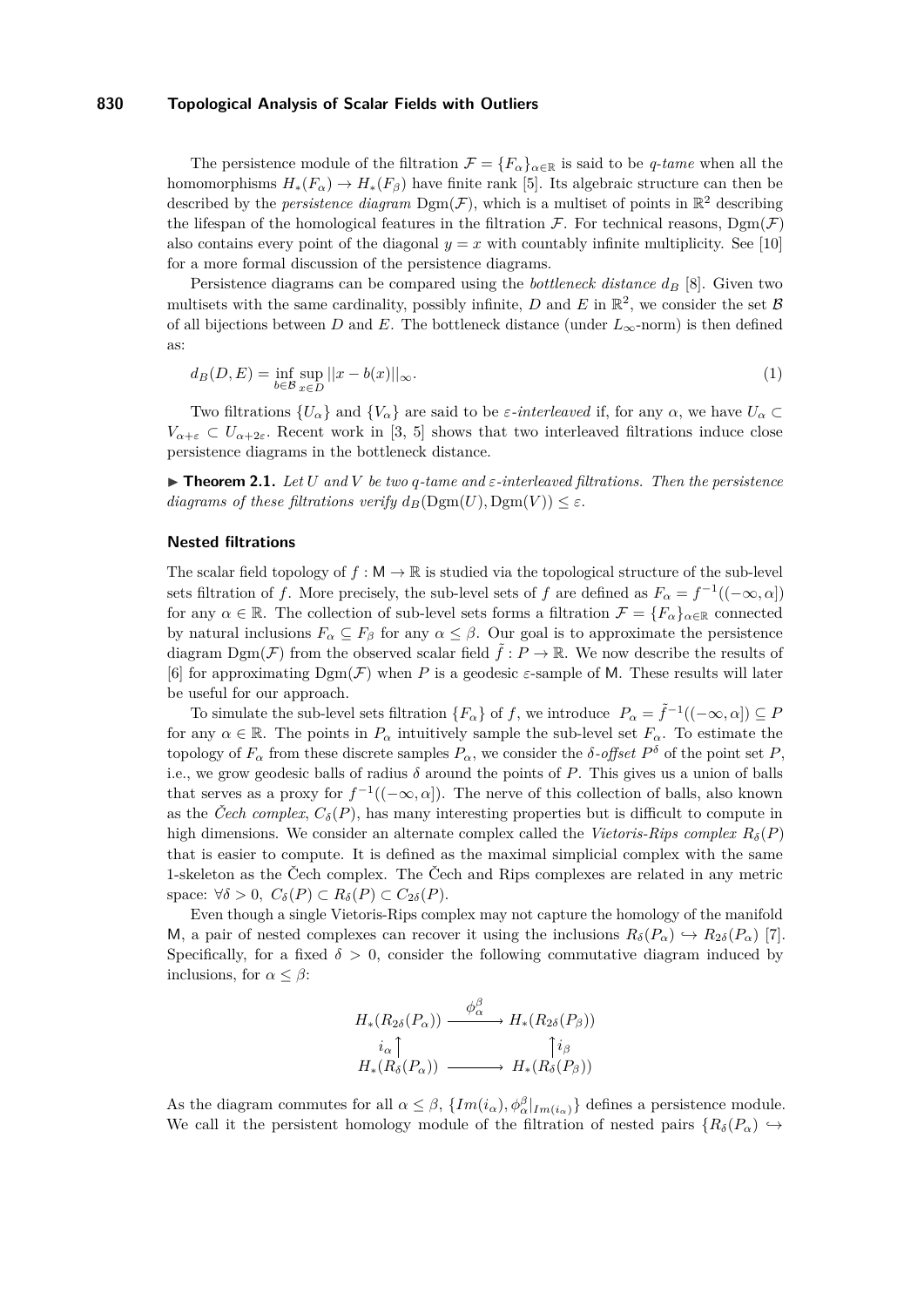The persistence module of the filtration $\mathcal{F} = \{F_\alpha\}_{\alpha \in \mathbb{R}}$ is said to be *q-tame* when all the homomorphisms $H_*(F_\alpha) \to H_*(F_\beta)$ have finite rank [5]. Its algebraic structure can then be described by the *persistence diagram* $\mathrm{Dgm}(\mathcal{F})$, which is a multiset of points in $\mathbb{R}^2$ describing the lifespan of the homological features in the filtration $\mathcal{F}$. For technical reasons, $\mathrm{Dgm}(\mathcal{F})$ also contains every point of the diagonal $y = x$ with countably infinite multiplicity. See [10] for a more formal discussion of the persistence diagrams.

Persistence diagrams can be compared using the *bottleneck distance* $d_B$ [8]. Given two multisets with the same cardinality, possibly infinite, $D$ and $E$ in $\mathbb{R}^2$, we consider the set $\mathcal{B}$ of all bijections between $D$ and $E$. The bottleneck distance (under $L_\infty$-norm) is then defined as:

$$d_B(D, E) = \inf_{b \in \mathcal{B}} \sup_{x \in D} ||x - b(x)||_\infty. \tag{1}$$

Two filtrations $\{U_\alpha\}$ and $\{V_\alpha\}$ are said to be $\varepsilon$-*interleaved* if, for any $\alpha$, we have $U_\alpha \subset V_{\alpha+\varepsilon} \subset U_{\alpha+2\varepsilon}$. Recent work in [3, 5] shows that two interleaved filtrations induce close persistence diagrams in the bottleneck distance.

▶ **Theorem 2.1.** *Let $U$ and $V$ be two q-tame and $\varepsilon$-interleaved filtrations. Then the persistence diagrams of these filtrations verify $d_B(\mathrm{Dgm}(U), \mathrm{Dgm}(V)) \leq \varepsilon$.*

### Nested filtrations

The scalar field topology of $f : \mathsf{M} \to \mathbb{R}$ is studied via the topological structure of the sub-level sets filtration of $f$. More precisely, the sub-level sets of $f$ are defined as $F_\alpha = f^{-1}((-\infty, \alpha])$ for any $\alpha \in \mathbb{R}$. The collection of sub-level sets forms a filtration $\mathcal{F} = \{F_\alpha\}_{\alpha \in \mathbb{R}}$ connected by natural inclusions $F_\alpha \subseteq F_\beta$ for any $\alpha \leq \beta$. Our goal is to approximate the persistence diagram $\mathrm{Dgm}(\mathcal{F})$ from the observed scalar field $\tilde{f} : P \to \mathbb{R}$. We now describe the results of [6] for approximating $\mathrm{Dgm}(\mathcal{F})$ when $P$ is a geodesic $\varepsilon$-sample of $\mathsf{M}$. These results will later be useful for our approach.

To simulate the sub-level sets filtration $\{F_\alpha\}$ of $f$, we introduce $P_\alpha = \tilde{f}^{-1}((-\infty, \alpha]) \subseteq P$ for any $\alpha \in \mathbb{R}$. The points in $P_\alpha$ intuitively sample the sub-level set $F_\alpha$. To estimate the topology of $F_\alpha$ from these discrete samples $P_\alpha$, we consider the $\delta$-*offset* $P^\delta$ of the point set $P$, i.e., we grow geodesic balls of radius $\delta$ around the points of $P$. This gives us a union of balls that serves as a proxy for $f^{-1}((-\infty, \alpha])$. The nerve of this collection of balls, also known as the *Čech complex*, $C_\delta(P)$, has many interesting properties but is difficult to compute in high dimensions. We consider an alternate complex called the *Vietoris-Rips complex* $R_\delta(P)$ that is easier to compute. It is defined as the maximal simplicial complex with the same 1-skeleton as the Čech complex. The Čech and Rips complexes are related in any metric space: $\forall \delta > 0,\ C_\delta(P) \subset R_\delta(P) \subset C_{2\delta}(P)$.

Even though a single Vietoris-Rips complex may not capture the homology of the manifold $\mathsf{M}$, a pair of nested complexes can recover it using the inclusions $R_\delta(P_\alpha) \hookrightarrow R_{2\delta}(P_\alpha)$ [7]. Specifically, for a fixed $\delta > 0$, consider the following commutative diagram induced by inclusions, for $\alpha \leq \beta$:

$$\begin{array}{ccc} H_*(R_{2\delta}(P_\alpha)) & \xrightarrow{\phi_\alpha^\beta} & H_*(R_{2\delta}(P_\beta)) \\ {\scriptstyle i_\alpha}\uparrow & & \uparrow{\scriptstyle i_\beta} \\ H_*(R_\delta(P_\alpha)) & \longrightarrow & H_*(R_\delta(P_\beta)) \end{array}$$

As the diagram commutes for all $\alpha \leq \beta$, $\{Im(i_\alpha), \phi_\alpha^\beta|_{Im(i_\alpha)}\}$ defines a persistence module. We call it the persistent homology module of the filtration of nested pairs $\{R_\delta(P_\alpha) \hookrightarrow$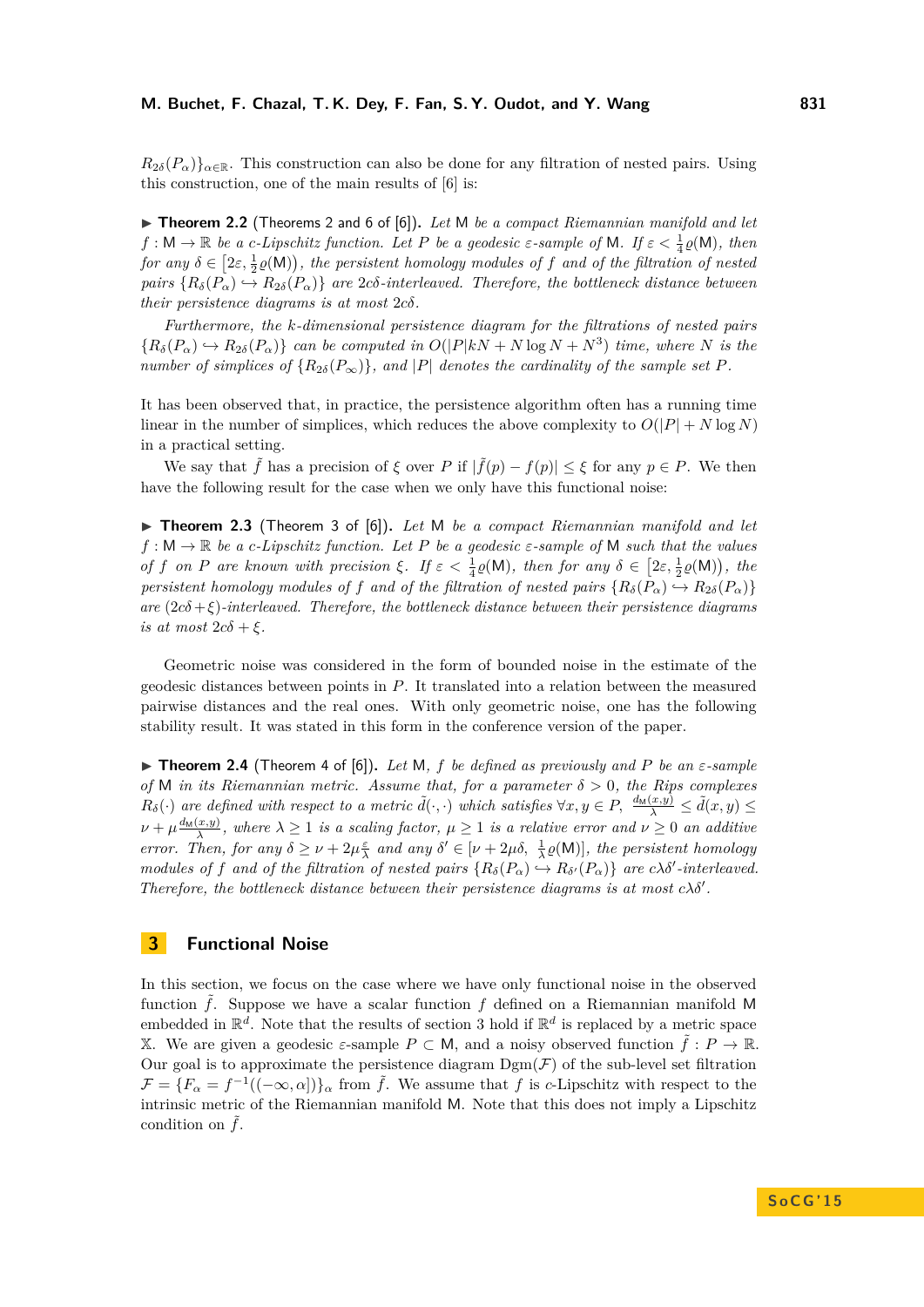$R_{2\delta}(P_\alpha)\}_{\alpha\in\mathbb{R}}$. This construction can also be done for any filtration of nested pairs. Using this construction, one of the main results of [6] is:

▶ **Theorem 2.2** (Theorems 2 and 6 of [6]). *Let $\mathsf{M}$ be a compact Riemannian manifold and let $f : \mathsf{M} \to \mathbb{R}$ be a c-Lipschitz function. Let $P$ be a geodesic $\varepsilon$-sample of $\mathsf{M}$. If $\varepsilon < \frac{1}{4}\varrho(\mathsf{M})$, then for any $\delta \in \left[2\varepsilon, \frac{1}{2}\varrho(\mathsf{M})\right)$, the persistent homology modules of $f$ and of the filtration of nested pairs $\{R_\delta(P_\alpha) \hookrightarrow R_{2\delta}(P_\alpha)\}$ are $2c\delta$-interleaved. Therefore, the bottleneck distance between their persistence diagrams is at most $2c\delta$.*

*Furthermore, the k-dimensional persistence diagram for the filtrations of nested pairs $\{R_\delta(P_\alpha) \hookrightarrow R_{2\delta}(P_\alpha)\}$ can be computed in $O(|P|kN + N\log N + N^3)$ time, where $N$ is the number of simplices of $\{R_{2\delta}(P_\infty)\}$, and $|P|$ denotes the cardinality of the sample set $P$.*

It has been observed that, in practice, the persistence algorithm often has a running time linear in the number of simplices, which reduces the above complexity to $O(|P| + N\log N)$ in a practical setting.

We say that $\tilde{f}$ has a precision of $\xi$ over $P$ if $|\tilde{f}(p) - f(p)| \le \xi$ for any $p \in P$. We then have the following result for the case when we only have this functional noise:

▶ **Theorem 2.3** (Theorem 3 of [6]). *Let $\mathsf{M}$ be a compact Riemannian manifold and let $f : \mathsf{M} \to \mathbb{R}$ be a c-Lipschitz function. Let $P$ be a geodesic $\varepsilon$-sample of $\mathsf{M}$ such that the values of $f$ on $P$ are known with precision $\xi$. If $\varepsilon < \frac{1}{4}\varrho(\mathsf{M})$, then for any $\delta \in \left[2\varepsilon, \frac{1}{2}\varrho(\mathsf{M})\right)$, the persistent homology modules of $f$ and of the filtration of nested pairs $\{R_\delta(P_\alpha) \hookrightarrow R_{2\delta}(P_\alpha)\}$ are $(2c\delta+\xi)$-interleaved. Therefore, the bottleneck distance between their persistence diagrams is at most $2c\delta + \xi$.*

Geometric noise was considered in the form of bounded noise in the estimate of the geodesic distances between points in $P$. It translated into a relation between the measured pairwise distances and the real ones. With only geometric noise, one has the following stability result. It was stated in this form in the conference version of the paper.

▶ **Theorem 2.4** (Theorem 4 of [6]). *Let $\mathsf{M}$, $f$ be defined as previously and $P$ be an $\varepsilon$-sample of $\mathsf{M}$ in its Riemannian metric. Assume that, for a parameter $\delta > 0$, the Rips complexes $R_\delta(\cdot)$ are defined with respect to a metric $\tilde{d}(\cdot,\cdot)$ which satisfies $\forall x, y \in P$, $\frac{d_{\mathsf{M}}(x,y)}{\lambda} \le \tilde{d}(x,y) \le \nu + \mu\frac{d_{\mathsf{M}}(x,y)}{\lambda}$, where $\lambda \ge 1$ is a scaling factor, $\mu \ge 1$ is a relative error and $\nu \ge 0$ an additive error. Then, for any $\delta \ge \nu + 2\mu\frac{\varepsilon}{\lambda}$ and any $\delta' \in [\nu + 2\mu\delta,\ \frac{1}{\lambda}\varrho(\mathsf{M})]$, the persistent homology modules of $f$ and of the filtration of nested pairs $\{R_\delta(P_\alpha) \hookrightarrow R_{\delta'}(P_\alpha)\}$ are $c\lambda\delta'$-interleaved. Therefore, the bottleneck distance between their persistence diagrams is at most $c\lambda\delta'$.*

## 3 Functional Noise

In this section, we focus on the case where we have only functional noise in the observed function $\tilde{f}$. Suppose we have a scalar function $f$ defined on a Riemannian manifold $\mathsf{M}$ embedded in $\mathbb{R}^d$. Note that the results of section 3 hold if $\mathbb{R}^d$ is replaced by a metric space $\mathbb{X}$. We are given a geodesic $\varepsilon$-sample $P \subset \mathsf{M}$, and a noisy observed function $\tilde{f} : P \to \mathbb{R}$. Our goal is to approximate the persistence diagram $\mathrm{Dgm}(\mathcal{F})$ of the sub-level set filtration $\mathcal{F} = \{F_\alpha = f^{-1}((-\infty, \alpha])\}_\alpha$ from $\tilde{f}$. We assume that $f$ is $c$-Lipschitz with respect to the intrinsic metric of the Riemannian manifold $\mathsf{M}$. Note that this does not imply a Lipschitz condition on $\tilde{f}$.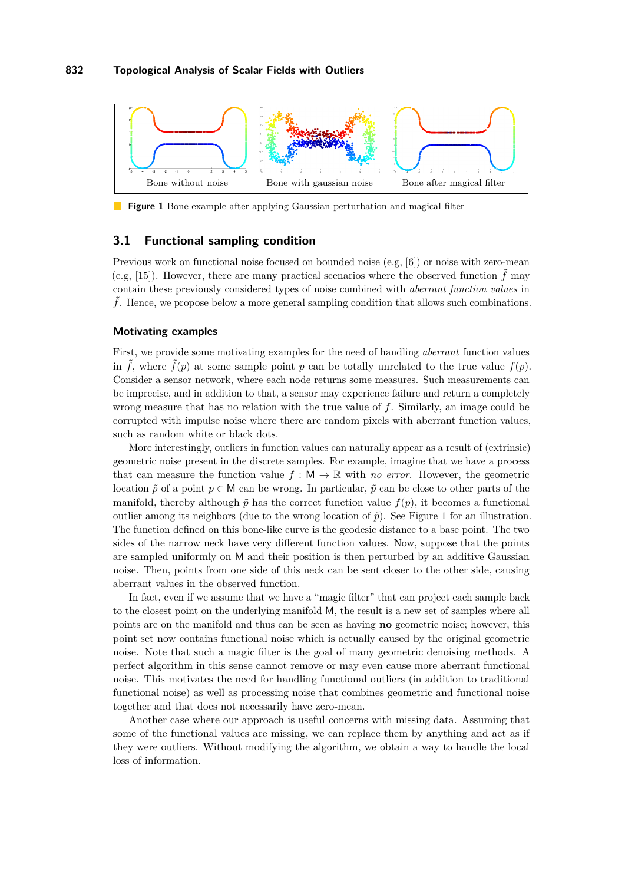Bone without noise

Bone with gaussian noise

Bone after magical filter

**Figure 1** Bone example after applying Gaussian perturbation and magical filter

## 3.1 Functional sampling condition

Previous work on functional noise focused on bounded noise (e.g, [6]) or noise with zero-mean (e.g, [15]). However, there are many practical scenarios where the observed function $\tilde{f}$ may contain these previously considered types of noise combined with *aberrant function values* in $\tilde{f}$. Hence, we propose below a more general sampling condition that allows such combinations.

### Motivating examples

First, we provide some motivating examples for the need of handling *aberrant* function values in $\tilde{f}$, where $\tilde{f}(p)$ at some sample point $p$ can be totally unrelated to the true value $f(p)$. Consider a sensor network, where each node returns some measures. Such measurements can be imprecise, and in addition to that, a sensor may experience failure and return a completely wrong measure that has no relation with the true value of $f$. Similarly, an image could be corrupted with impulse noise where there are random pixels with aberrant function values, such as random white or black dots.

More interestingly, outliers in function values can naturally appear as a result of (extrinsic) geometric noise present in the discrete samples. For example, imagine that we have a process that can measure the function value $f : \mathsf{M} \to \mathbb{R}$ with *no error*. However, the geometric location $\tilde{p}$ of a point $p \in \mathsf{M}$ can be wrong. In particular, $\tilde{p}$ can be close to other parts of the manifold, thereby although $\tilde{p}$ has the correct function value $f(p)$, it becomes a functional outlier among its neighbors (due to the wrong location of $\tilde{p}$). See Figure 1 for an illustration. The function defined on this bone-like curve is the geodesic distance to a base point. The two sides of the narrow neck have very different function values. Now, suppose that the points are sampled uniformly on $\mathsf{M}$ and their position is then perturbed by an additive Gaussian noise. Then, points from one side of this neck can be sent closer to the other side, causing aberrant values in the observed function.

In fact, even if we assume that we have a "magic filter" that can project each sample back to the closest point on the underlying manifold $\mathsf{M}$, the result is a new set of samples where all points are on the manifold and thus can be seen as having **no** geometric noise; however, this point set now contains functional noise which is actually caused by the original geometric noise. Note that such a magic filter is the goal of many geometric denoising methods. A perfect algorithm in this sense cannot remove or may even cause more aberrant functional noise. This motivates the need for handling functional outliers (in addition to traditional functional noise) as well as processing noise that combines geometric and functional noise together and that does not necessarily have zero-mean.

Another case where our approach is useful concerns with missing data. Assuming that some of the functional values are missing, we can replace them by anything and act as if they were outliers. Without modifying the algorithm, we obtain a way to handle the local loss of information.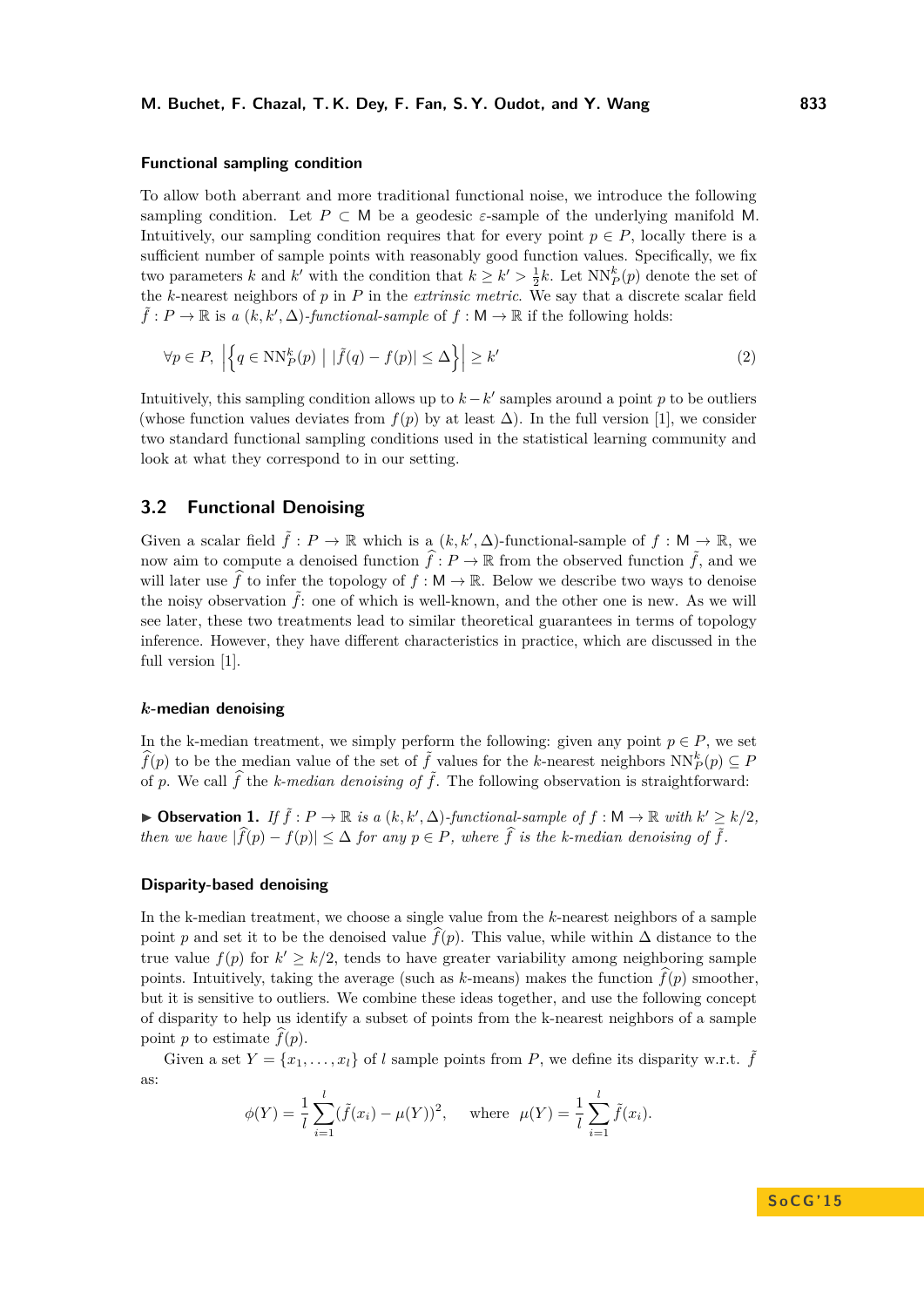#### Functional sampling condition

To allow both aberrant and more traditional functional noise, we introduce the following sampling condition. Let $P \subset \mathsf{M}$ be a geodesic $\varepsilon$-sample of the underlying manifold $\mathsf{M}$. Intuitively, our sampling condition requires that for every point $p \in P$, locally there is a sufficient number of sample points with reasonably good function values. Specifically, we fix two parameters $k$ and $k'$ with the condition that $k \geq k' > \frac{1}{2}k$. Let $\mathrm{NN}_P^k(p)$ denote the set of the $k$-nearest neighbors of $p$ in $P$ in the *extrinsic metric*. We say that a discrete scalar field $\tilde{f} : P \to \mathbb{R}$ is *a* $(k, k', \Delta)$*-functional-sample* of $f : \mathsf{M} \to \mathbb{R}$ if the following holds:

$$\forall p \in P, \ \left|\left\{ q \in \mathrm{NN}_P^k(p) \mid |\tilde{f}(q) - f(p)| \leq \Delta \right\}\right| \geq k' \tag{2}$$

Intuitively, this sampling condition allows up to $k - k'$ samples around a point $p$ to be outliers (whose function values deviates from $f(p)$ by at least $\Delta$). In the full version [1], we consider two standard functional sampling conditions used in the statistical learning community and look at what they correspond to in our setting.

## 3.2 Functional Denoising

Given a scalar field $\tilde{f} : P \to \mathbb{R}$ which is a $(k, k', \Delta)$-functional-sample of $f : \mathsf{M} \to \mathbb{R}$, we now aim to compute a denoised function $\widehat{f} : P \to \mathbb{R}$ from the observed function $\tilde{f}$, and we will later use $\widehat{f}$ to infer the topology of $f : \mathsf{M} \to \mathbb{R}$. Below we describe two ways to denoise the noisy observation $\tilde{f}$: one of which is well-known, and the other one is new. As we will see later, these two treatments lead to similar theoretical guarantees in terms of topology inference. However, they have different characteristics in practice, which are discussed in the full version [1].

#### *k*-median denoising

In the k-median treatment, we simply perform the following: given any point $p \in P$, we set $\widehat{f}(p)$ to be the median value of the set of $\tilde{f}$ values for the $k$-nearest neighbors $\mathrm{NN}_P^k(p) \subseteq P$ of $p$. We call $\widehat{f}$ the *k-median denoising of* $\tilde{f}$. The following observation is straightforward:

▶ **Observation 1.** *If $\tilde{f} : P \to \mathbb{R}$ is a $(k, k', \Delta)$-functional-sample of $f : \mathsf{M} \to \mathbb{R}$ with $k' \geq k/2$, then we have $|\widehat{f}(p) - f(p)| \leq \Delta$ for any $p \in P$, where $\widehat{f}$ is the k-median denoising of $\tilde{f}$.*

#### Disparity-based denoising

In the k-median treatment, we choose a single value from the $k$-nearest neighbors of a sample point $p$ and set it to be the denoised value $\widehat{f}(p)$. This value, while within $\Delta$ distance to the true value $f(p)$ for $k' \geq k/2$, tends to have greater variability among neighboring sample points. Intuitively, taking the average (such as $k$-means) makes the function $\widehat{f}(p)$ smoother, but it is sensitive to outliers. We combine these ideas together, and use the following concept of disparity to help us identify a subset of points from the k-nearest neighbors of a sample point $p$ to estimate $\widehat{f}(p)$.

Given a set $Y = \{x_1, \ldots, x_l\}$ of $l$ sample points from $P$, we define its disparity w.r.t. $\tilde{f}$ as:

$$\phi(Y) = \frac{1}{l} \sum_{i=1}^{l} (\tilde{f}(x_i) - \mu(Y))^2, \quad \text{where} \ \ \mu(Y) = \frac{1}{l} \sum_{i=1}^{l} \tilde{f}(x_i).$$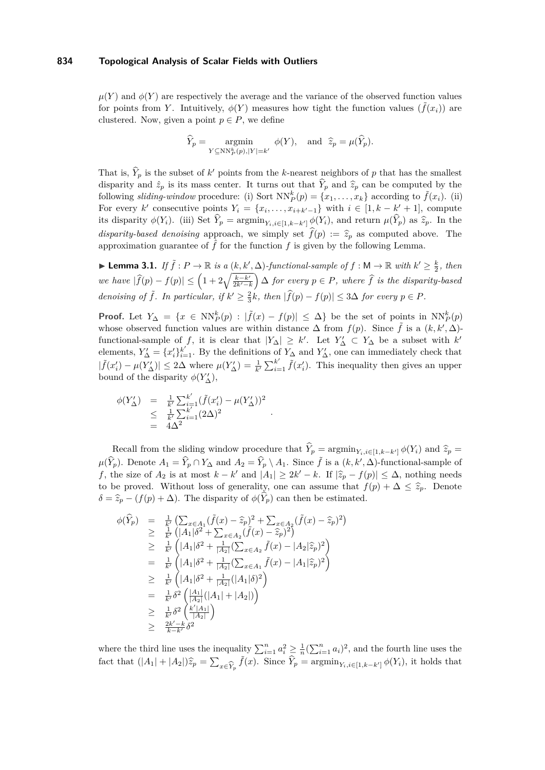$\mu(Y)$ and $\phi(Y)$ are respectively the average and the variance of the observed function values for points from $Y$. Intuitively, $\phi(Y)$ measures how tight the function values $(\tilde{f}(x_i))$ are clustered. Now, given a point $p \in P$, we define

$$\widehat{Y}_p = \underset{Y \subseteq \mathrm{NN}_P^k(p), |Y|=k'}{\operatorname{argmin}} \phi(Y), \quad \text{and} \quad \widehat{z}_p = \mu(\widehat{Y}_p).$$

That is, $\widehat{Y}_p$ is the subset of $k'$ points from the $k$-nearest neighbors of $p$ that has the smallest disparity and $\hat{z}_p$ is its mass center. It turns out that $\widehat{Y}_p$ and $\widehat{z}_p$ can be computed by the following *sliding-window* procedure: (i) Sort $\mathrm{NN}_P^k(p) = \{x_1, \ldots, x_k\}$ according to $\tilde{f}(x_i)$. (ii) For every $k'$ consecutive points $Y_i = \{x_i, \ldots, x_{i+k'-1}\}$ with $i \in [1, k-k'+1]$, compute its disparity $\phi(Y_i)$. (iii) Set $\widehat{Y}_p = \operatorname{argmin}_{Y_i, i \in [1,k-k']} \phi(Y_i)$, and return $\mu(\widehat{Y}_p)$ as $\widehat{z}_p$. In the *disparity-based denoising* approach, we simply set $\widehat{f}(p) := \widehat{z}_p$ as computed above. The approximation guarantee of $\hat{f}$ for the function $f$ is given by the following Lemma.

▶ **Lemma 3.1.** *If $\tilde{f} : P \to \mathbb{R}$ is a $(k, k', \Delta)$-functional-sample of $f : \mathsf{M} \to \mathbb{R}$ with $k' \geq \frac{k}{2}$, then we have $|\widehat{f}(p) - f(p)| \leq \left(1 + 2\sqrt{\frac{k-k'}{2k'-k}}\right)\Delta$ for every $p \in P$, where $\widehat{f}$ is the disparity-based denoising of $\tilde{f}$. In particular, if $k' \geq \frac{2}{3}k$, then $|\widehat{f}(p) - f(p)| \leq 3\Delta$ for every $p \in P$.*

**Proof.** Let $Y_\Delta = \{x \in \mathrm{NN}_P^k(p) : |\tilde{f}(x) - f(p)| \leq \Delta\}$ be the set of points in $\mathrm{NN}_P^k(p)$ whose observed function values are within distance $\Delta$ from $f(p)$. Since $\tilde{f}$ is a $(k, k', \Delta)$-functional-sample of $f$, it is clear that $|Y_\Delta| \geq k'$. Let $Y'_\Delta \subset Y_\Delta$ be a subset with $k'$ elements, $Y'_\Delta = \{x'_i\}_{i=1}^{k'}$. By the definitions of $Y_\Delta$ and $Y'_\Delta$, one can immediately check that $|\tilde{f}(x'_i) - \mu(Y'_\Delta)| \leq 2\Delta$ where $\mu(Y'_\Delta) = \frac{1}{k'}\sum_{i=1}^{k'} \tilde{f}(x'_i)$. This inequality then gives an upper bound of the disparity $\phi(Y'_\Delta)$,

$$\begin{aligned}
\phi(Y'_\Delta) &= \tfrac{1}{k'}\textstyle\sum_{i=1}^{k'}(\tilde{f}(x'_i) - \mu(Y'_\Delta))^2 \\
&\leq \tfrac{1}{k'}\textstyle\sum_{i=1}^{k'}(2\Delta)^2 \\
&= 4\Delta^2
\end{aligned}.$$

Recall from the sliding window procedure that $\widehat{Y}_p = \operatorname{argmin}_{Y_i, i \in [1,k-k']} \phi(Y_i)$ and $\widehat{z}_p = \mu(\widehat{Y}_p)$. Denote $A_1 = \widehat{Y}_p \cap Y_\Delta$ and $A_2 = \widehat{Y}_p \setminus A_1$. Since $\tilde{f}$ is a $(k, k', \Delta)$-functional-sample of $f$, the size of $A_2$ is at most $k - k'$ and $|A_1| \geq 2k' - k$. If $|\widehat{z}_p - f(p)| \leq \Delta$, nothing needs to be proved. Without loss of generality, one can assume that $f(p) + \Delta \leq \widehat{z}_p$. Denote $\delta = \widehat{z}_p - (f(p) + \Delta)$. The disparity of $\phi(\widehat{Y}_p)$ can then be estimated.

$$\begin{aligned}
\phi(\widehat{Y}_p) &= \tfrac{1}{k'}\left(\textstyle\sum_{x \in A_1}(\tilde{f}(x) - \widehat{z}_p)^2 + \sum_{x \in A_2}(\tilde{f}(x) - \widehat{z}_p)^2\right) \\
&\geq \tfrac{1}{k'}\left(|A_1|\delta^2 + \textstyle\sum_{x \in A_2}(\tilde{f}(x) - \widehat{z}_p)^2\right) \\
&\geq \tfrac{1}{k'}\left(|A_1|\delta^2 + \tfrac{1}{|A_2|}(\textstyle\sum_{x \in A_2}\tilde{f}(x) - |A_2|\widehat{z}_p)^2\right) \\
&= \tfrac{1}{k'}\left(|A_1|\delta^2 + \tfrac{1}{|A_2|}(\textstyle\sum_{x \in A_1}\tilde{f}(x) - |A_1|\widehat{z}_p)^2\right) \\
&\geq \tfrac{1}{k'}\left(|A_1|\delta^2 + \tfrac{1}{|A_2|}(|A_1|\delta)^2\right) \\
&= \tfrac{1}{k'}\delta^2\left(\tfrac{|A_1|}{|A_2|}(|A_1| + |A_2|)\right) \\
&\geq \tfrac{1}{k'}\delta^2\left(\tfrac{k'|A_1|}{|A_2|}\right) \\
&\geq \tfrac{2k'-k}{k-k'}\delta^2
\end{aligned}$$

where the third line uses the inequality $\sum_{i=1}^n a_i^2 \geq \frac{1}{n}(\sum_{i=1}^n a_i)^2$, and the fourth line uses the fact that $(|A_1| + |A_2|)\widehat{z}_p = \sum_{x \in \widehat{Y}_p} \tilde{f}(x)$. Since $\widehat{Y}_p = \operatorname{argmin}_{Y_i, i \in [1,k-k']} \phi(Y_i)$, it holds that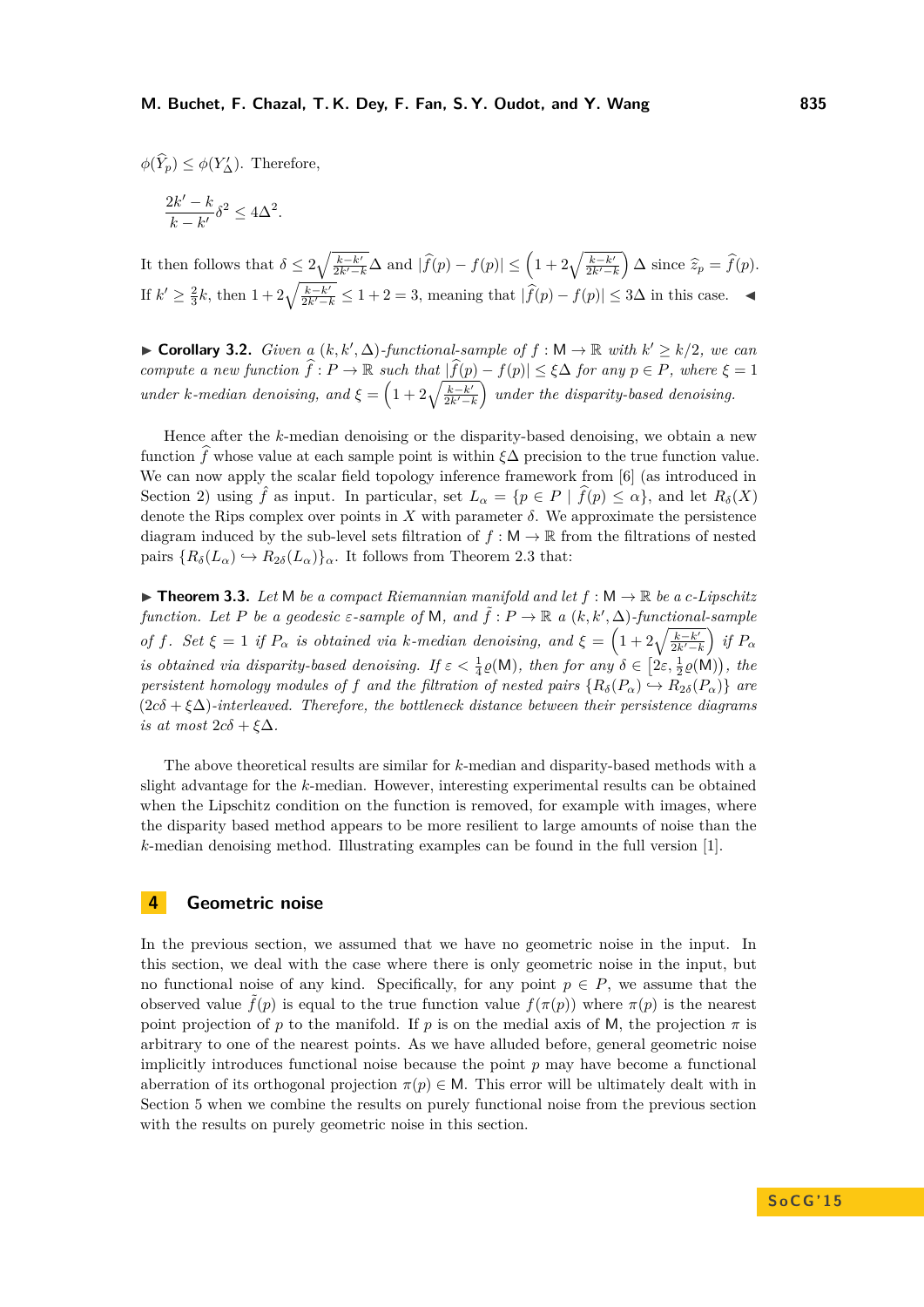$\phi(\widehat{Y}_p) \leq \phi(Y'_\Delta)$. Therefore,

$$\frac{2k'-k}{k-k'}\delta^2 \leq 4\Delta^2.$$

It then follows that $\delta \leq 2\sqrt{\frac{k-k'}{2k'-k}}\Delta$ and $|\widehat{f}(p) - f(p)| \leq \left(1 + 2\sqrt{\frac{k-k'}{2k'-k}}\right)\Delta$ since $\widehat{z}_p = \widehat{f}(p)$. If $k' \geq \frac{2}{3}k$, then $1 + 2\sqrt{\frac{k-k'}{2k'-k}} \leq 1 + 2 = 3$, meaning that $|\widehat{f}(p) - f(p)| \leq 3\Delta$ in this case. ◂

▸ **Corollary 3.2.** *Given a $(k, k', \Delta)$-functional-sample of $f : \mathsf{M} \to \mathbb{R}$ with $k' \geq k/2$, we can compute a new function $\widehat{f} : P \to \mathbb{R}$ such that $|\widehat{f}(p) - f(p)| \leq \xi\Delta$ for any $p \in P$, where $\xi = 1$ under $k$-median denoising, and $\xi = \left(1 + 2\sqrt{\frac{k-k'}{2k'-k}}\right)$ under the disparity-based denoising.*

Hence after the $k$-median denoising or the disparity-based denoising, we obtain a new function $\widehat{f}$ whose value at each sample point is within $\xi\Delta$ precision to the true function value. We can now apply the scalar field topology inference framework from [6] (as introduced in Section 2) using $\hat{f}$ as input. In particular, set $L_\alpha = \{p \in P \mid \widehat{f}(p) \leq \alpha\}$, and let $R_\delta(X)$ denote the Rips complex over points in $X$ with parameter $\delta$. We approximate the persistence diagram induced by the sub-level sets filtration of $f : \mathsf{M} \to \mathbb{R}$ from the filtrations of nested pairs $\{R_\delta(L_\alpha) \hookrightarrow R_{2\delta}(L_\alpha)\}_\alpha$. It follows from Theorem 2.3 that:

▸ **Theorem 3.3.** *Let $\mathsf{M}$ be a compact Riemannian manifold and let $f : \mathsf{M} \to \mathbb{R}$ be a $c$-Lipschitz function. Let $P$ be a geodesic $\varepsilon$-sample of $\mathsf{M}$, and $\tilde{f} : P \to \mathbb{R}$ a $(k, k', \Delta)$-functional-sample of $f$. Set $\xi = 1$ if $P_\alpha$ is obtained via $k$-median denoising, and $\xi = \left(1 + 2\sqrt{\frac{k-k'}{2k'-k}}\right)$ if $P_\alpha$ is obtained via disparity-based denoising. If $\varepsilon < \frac{1}{4}\varrho(\mathsf{M})$, then for any $\delta \in \left[2\varepsilon, \frac{1}{2}\varrho(\mathsf{M})\right)$, the persistent homology modules of $f$ and the filtration of nested pairs $\{R_\delta(P_\alpha) \hookrightarrow R_{2\delta}(P_\alpha)\}$ are $(2c\delta + \xi\Delta)$-interleaved. Therefore, the bottleneck distance between their persistence diagrams is at most $2c\delta + \xi\Delta$.*

The above theoretical results are similar for $k$-median and disparity-based methods with a slight advantage for the $k$-median. However, interesting experimental results can be obtained when the Lipschitz condition on the function is removed, for example with images, where the disparity based method appears to be more resilient to large amounts of noise than the $k$-median denoising method. Illustrating examples can be found in the full version [1].

## 4 Geometric noise

In the previous section, we assumed that we have no geometric noise in the input. In this section, we deal with the case where there is only geometric noise in the input, but no functional noise of any kind. Specifically, for any point $p \in P$, we assume that the observed value $\tilde{f}(p)$ is equal to the true function value $f(\pi(p))$ where $\pi(p)$ is the nearest point projection of $p$ to the manifold. If $p$ is on the medial axis of $\mathsf{M}$, the projection $\pi$ is arbitrary to one of the nearest points. As we have alluded before, general geometric noise implicitly introduces functional noise because the point $p$ may have become a functional aberration of its orthogonal projection $\pi(p) \in \mathsf{M}$. This error will be ultimately dealt with in Section 5 when we combine the results on purely functional noise from the previous section with the results on purely geometric noise in this section.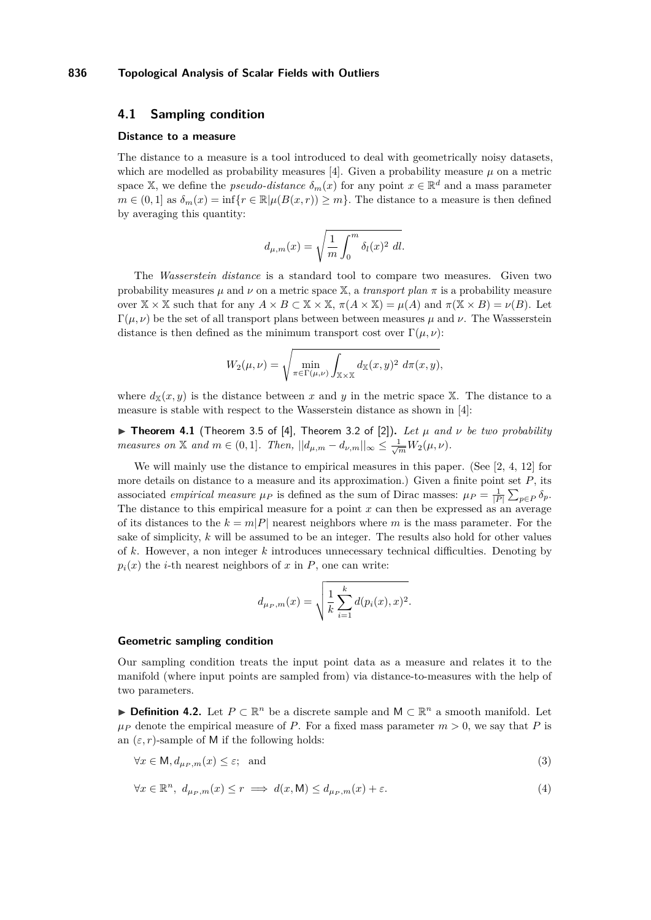## 4.1 Sampling condition

### Distance to a measure

The distance to a measure is a tool introduced to deal with geometrically noisy datasets, which are modelled as probability measures [4]. Given a probability measure $\mu$ on a metric space $\mathbb{X}$, we define the *pseudo-distance* $\delta_m(x)$ for any point $x \in \mathbb{R}^d$ and a mass parameter $m \in (0,1]$ as $\delta_m(x) = \inf\{r \in \mathbb{R} | \mu(B(x,r)) \geq m\}$. The distance to a measure is then defined by averaging this quantity:

$$d_{\mu,m}(x) = \sqrt{\frac{1}{m}\int_0^m \delta_l(x)^2 \; dl.}$$

The *Wasserstein distance* is a standard tool to compare two measures. Given two probability measures $\mu$ and $\nu$ on a metric space $\mathbb{X}$, a *transport plan* $\pi$ is a probability measure over $\mathbb{X} \times \mathbb{X}$ such that for any $A \times B \subset \mathbb{X} \times \mathbb{X}$, $\pi(A \times \mathbb{X}) = \mu(A)$ and $\pi(\mathbb{X} \times B) = \nu(B)$. Let $\Gamma(\mu, \nu)$ be the set of all transport plans between between measures $\mu$ and $\nu$. The Wassserstein distance is then defined as the minimum transport cost over $\Gamma(\mu, \nu)$:

$$W_2(\mu, \nu) = \sqrt{\min_{\pi \in \Gamma(\mu,\nu)} \int_{\mathbb{X} \times \mathbb{X}} d_{\mathbb{X}}(x,y)^2 \; d\pi(x,y)},$$

where $d_{\mathbb{X}}(x,y)$ is the distance between $x$ and $y$ in the metric space $\mathbb{X}$. The distance to a measure is stable with respect to the Wasserstein distance as shown in [4]:

▶ **Theorem 4.1** (Theorem 3.5 of [4], Theorem 3.2 of [2])**.** *Let $\mu$ and $\nu$ be two probability measures on $\mathbb{X}$ and $m \in (0,1]$. Then, $||d_{\mu,m} - d_{\nu,m}||_\infty \leq \frac{1}{\sqrt{m}} W_2(\mu,\nu)$.*

We will mainly use the distance to empirical measures in this paper. (See [2, 4, 12] for more details on distance to a measure and its approximation.) Given a finite point set $P$, its associated *empirical measure* $\mu_P$ is defined as the sum of Dirac masses: $\mu_P = \frac{1}{|P|}\sum_{p \in P} \delta_p$. The distance to this empirical measure for a point $x$ can then be expressed as an average of its distances to the $k = m|P|$ nearest neighbors where $m$ is the mass parameter. For the sake of simplicity, $k$ will be assumed to be an integer. The results also hold for other values of $k$. However, a non integer $k$ introduces unnecessary technical difficulties. Denoting by $p_i(x)$ the $i$-th nearest neighbors of $x$ in $P$, one can write:

$$d_{\mu_P,m}(x) = \sqrt{\frac{1}{k}\sum_{i=1}^{k} d(p_i(x), x)^2}.$$

### Geometric sampling condition

Our sampling condition treats the input point data as a measure and relates it to the manifold (where input points are sampled from) via distance-to-measures with the help of two parameters.

▶ **Definition 4.2.** Let $P \subset \mathbb{R}^n$ be a discrete sample and $\mathsf{M} \subset \mathbb{R}^n$ a smooth manifold. Let $\mu_P$ denote the empirical measure of $P$. For a fixed mass parameter $m > 0$, we say that $P$ is an $(\varepsilon, r)$-sample of $\mathsf{M}$ if the following holds:

$$\forall x \in \mathsf{M}, d_{\mu_P,m}(x) \leq \varepsilon; \quad \text{and} \tag{3}$$

$$\forall x \in \mathbb{R}^n, \; d_{\mu_P,m}(x) \leq r \implies d(x, \mathsf{M}) \leq d_{\mu_P,m}(x) + \varepsilon. \tag{4}$$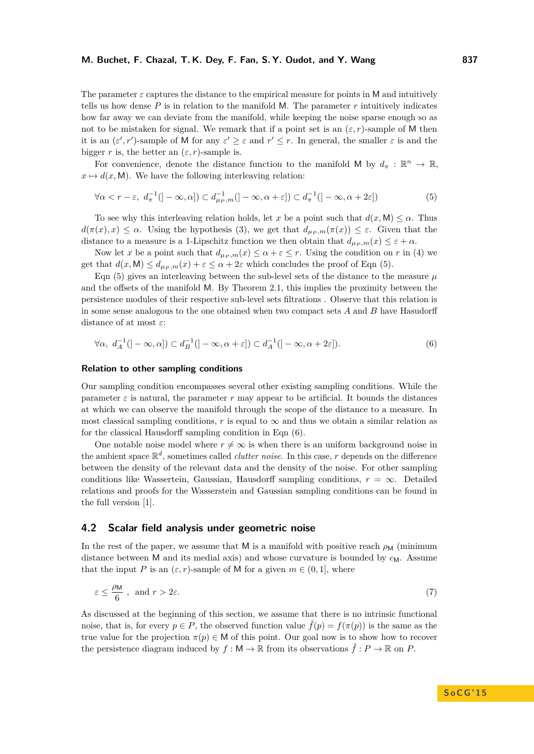The parameter $\varepsilon$ captures the distance to the empirical measure for points in $\mathsf{M}$ and intuitively tells us how dense $P$ is in relation to the manifold $\mathsf{M}$. The parameter $r$ intuitively indicates how far away we can deviate from the manifold, while keeping the noise sparse enough so as not to be mistaken for signal. We remark that if a point set is an $(\varepsilon, r)$-sample of $\mathsf{M}$ then it is an $(\varepsilon', r')$-sample of $\mathsf{M}$ for any $\varepsilon' \geq \varepsilon$ and $r' \leq r$. In general, the smaller $\varepsilon$ is and the bigger $r$ is, the better an $(\varepsilon, r)$-sample is.

For convenience, denote the distance function to the manifold $\mathsf{M}$ by $d_\pi : \mathbb{R}^n \to \mathbb{R}$, $x \mapsto d(x, \mathsf{M})$. We have the following interleaving relation:

$$\forall \alpha < r - \varepsilon,\ d_\pi^{-1}(]-\infty, \alpha]) \subset d_{\mu_P,m}^{-1}(]-\infty, \alpha+\varepsilon]) \subset d_\pi^{-1}(]-\infty, \alpha+2\varepsilon]) \tag{5}$$

To see why this interleaving relation holds, let $x$ be a point such that $d(x, \mathsf{M}) \leq \alpha$. Thus $d(\pi(x), x) \leq \alpha$. Using the hypothesis (3), we get that $d_{\mu_P,m}(\pi(x)) \leq \varepsilon$. Given that the distance to a measure is a 1-Lipschitz function we then obtain that $d_{\mu_P,m}(x) \leq \varepsilon + \alpha$.

Now let $x$ be a point such that $d_{\mu_P,m}(x) \leq \alpha + \varepsilon \leq r$. Using the condition on $r$ in (4) we get that $d(x, \mathsf{M}) \leq d_{\mu_P,m}(x) + \varepsilon \leq \alpha + 2\varepsilon$ which concludes the proof of Eqn (5).

Eqn (5) gives an interleaving between the sub-level sets of the distance to the measure $\mu$ and the offsets of the manifold $\mathsf{M}$. By Theorem 2.1, this implies the proximity between the persistence modules of their respective sub-level sets filtrations . Observe that this relation is in some sense analogous to the one obtained when two compact sets $A$ and $B$ have Hasudorff distance of at most $\varepsilon$:

$$\forall \alpha,\ d_A^{-1}(]-\infty, \alpha]) \subset d_B^{-1}(]-\infty, \alpha+\varepsilon]) \subset d_A^{-1}(]-\infty, \alpha+2\varepsilon]). \tag{6}$$

### Relation to other sampling conditions

Our sampling condition encompasses several other existing sampling conditions. While the parameter $\varepsilon$ is natural, the parameter $r$ may appear to be artificial. It bounds the distances at which we can observe the manifold through the scope of the distance to a measure. In most classical sampling conditions, $r$ is equal to $\infty$ and thus we obtain a similar relation as for the classical Hausdorff sampling condition in Eqn (6).

One notable noise model where $r \neq \infty$ is when there is an uniform background noise in the ambient space $\mathbb{R}^d$, sometimes called *clutter noise*. In this case, $r$ depends on the difference between the density of the relevant data and the density of the noise. For other sampling conditions like Wassertein, Gaussian, Hausdorff sampling conditions, $r = \infty$. Detailed relations and proofs for the Wasserstein and Gaussian sampling conditions can be found in the full version [1].

## 4.2 Scalar field analysis under geometric noise

In the rest of the paper, we assume that $\mathsf{M}$ is a manifold with positive reach $\rho_\mathsf{M}$ (minimum distance between $\mathsf{M}$ and its medial axis) and whose curvature is bounded by $c_\mathsf{M}$. Assume that the input $P$ is an $(\varepsilon, r)$-sample of $\mathsf{M}$ for a given $m \in (0, 1]$, where

$$\varepsilon \leq \frac{\rho_\mathsf{M}}{6}\ ,\ \text{ and } r > 2\varepsilon. \tag{7}$$

As discussed at the beginning of this section, we assume that there is no intrinsic functional noise, that is, for every $p \in P$, the observed function value $\tilde{f}(p) = f(\pi(p))$ is the same as the true value for the projection $\pi(p) \in \mathsf{M}$ of this point. Our goal now is to show how to recover the persistence diagram induced by $f : \mathsf{M} \to \mathbb{R}$ from its observations $\tilde{f} : P \to \mathbb{R}$ on $P$.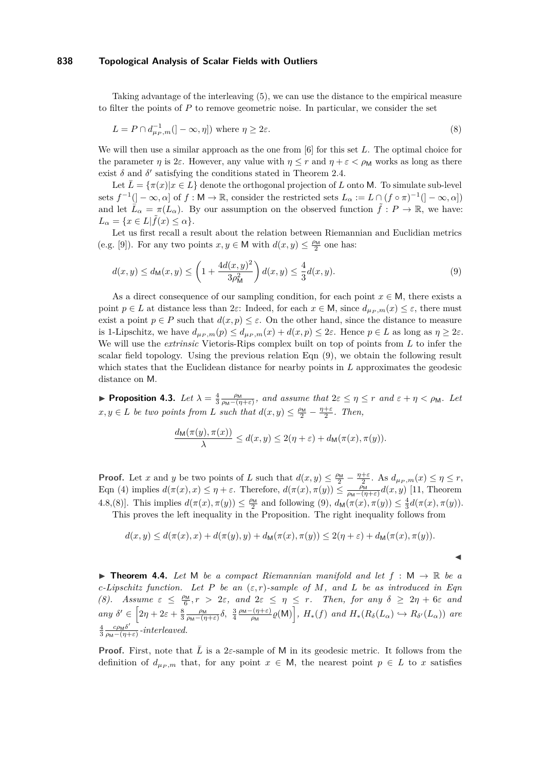Taking advantage of the interleaving (5), we can use the distance to the empirical measure to filter the points of $P$ to remove geometric noise. In particular, we consider the set

$$L = P \cap d_{\mu_P,m}^{-1}(]-\infty, \eta]) \text{ where } \eta \geq 2\varepsilon. \tag{8}$$

We will then use a similar approach as the one from [6] for this set $L$. The optimal choice for the parameter $\eta$ is $2\varepsilon$. However, any value with $\eta \leq r$ and $\eta + \varepsilon < \rho_{\mathsf{M}}$ works as long as there exist $\delta$ and $\delta'$ satisfying the conditions stated in Theorem 2.4.

Let $\bar{L} = \{\pi(x) | x \in L\}$ denote the orthogonal projection of $L$ onto $\mathsf{M}$. To simulate sub-level sets $f^{-1}(]-\infty, \alpha]$ of $f : \mathsf{M} \to \mathbb{R}$, consider the restricted sets $L_\alpha := L \cap (f \circ \pi)^{-1}(]-\infty, \alpha])$ and let $\bar{L}_\alpha = \pi(L_\alpha)$. By our assumption on the observed function $\tilde{f} : P \to \mathbb{R}$, we have: $L_\alpha = \{x \in L | \tilde{f}(x) \leq \alpha\}$.

Let us first recall a result about the relation between Riemannian and Euclidian metrics (e.g. [9]). For any two points $x, y \in \mathsf{M}$ with $d(x,y) \leq \frac{\rho_{\mathsf{M}}}{2}$ one has:

$$d(x,y) \leq d_{\mathsf{M}}(x,y) \leq \left(1 + \frac{4d(x,y)^2}{3\rho_{\mathsf{M}}^2}\right) d(x,y) \leq \frac{4}{3} d(x,y). \tag{9}$$

As a direct consequence of our sampling condition, for each point $x \in \mathsf{M}$, there exists a point $p \in L$ at distance less than $2\varepsilon$: Indeed, for each $x \in \mathsf{M}$, since $d_{\mu_P,m}(x) \leq \varepsilon$, there must exist a point $p \in P$ such that $d(x,p) \leq \varepsilon$. On the other hand, since the distance to measure is 1-Lipschitz, we have $d_{\mu_P,m}(p) \leq d_{\mu_P,m}(x) + d(x,p) \leq 2\varepsilon$. Hence $p \in L$ as long as $\eta \geq 2\varepsilon$. We will use the *extrinsic* Vietoris-Rips complex built on top of points from $L$ to infer the scalar field topology. Using the previous relation Eqn (9), we obtain the following result which states that the Euclidean distance for nearby points in $L$ approximates the geodesic distance on $\mathsf{M}$.

▶ **Proposition 4.3.** *Let $\lambda = \frac{4}{3}\frac{\rho_{\mathsf{M}}}{\rho_{\mathsf{M}} - (\eta+\varepsilon)}$, and assume that $2\varepsilon \leq \eta \leq r$ and $\varepsilon + \eta < \rho_{\mathsf{M}}$. Let $x, y \in L$ be two points from $L$ such that $d(x,y) \leq \frac{\rho_{\mathsf{M}}}{2} - \frac{\eta+\varepsilon}{2}$. Then,*

$$\frac{d_{\mathsf{M}}(\pi(y), \pi(x))}{\lambda} \leq d(x,y) \leq 2(\eta + \varepsilon) + d_{\mathsf{M}}(\pi(x), \pi(y)).$$

**Proof.** Let $x$ and $y$ be two points of $L$ such that $d(x,y) \leq \frac{\rho_{\mathsf{M}}}{2} - \frac{\eta+\varepsilon}{2}$. As $d_{\mu_P,m}(x) \leq \eta \leq r$, Eqn (4) implies $d(\pi(x), x) \leq \eta + \varepsilon$. Therefore, $d(\pi(x), \pi(y)) \leq \frac{\rho_{\mathsf{M}}}{\rho_{\mathsf{M}} - (\eta+\varepsilon)} d(x,y)$ [11, Theorem 4.8,(8)]. This implies $d(\pi(x), \pi(y)) \leq \frac{\rho_{\mathsf{M}}}{2}$ and following (9), $d_{\mathsf{M}}(\pi(x), \pi(y)) \leq \frac{4}{3} d(\pi(x), \pi(y))$.

This proves the left inequality in the Proposition. The right inequality follows from

$$d(x,y) \leq d(\pi(x), x) + d(\pi(y), y) + d_{\mathsf{M}}(\pi(x), \pi(y)) \leq 2(\eta + \varepsilon) + d_{\mathsf{M}}(\pi(x), \pi(y)).$$

◀

▶ **Theorem 4.4.** *Let $\mathsf{M}$ be a compact Riemannian manifold and let $f : \mathsf{M} \to \mathbb{R}$ be a $c$-Lipschitz function. Let $P$ be an $(\varepsilon, r)$-sample of $M$, and $L$ be as introduced in Eqn (8). Assume $\varepsilon \leq \frac{\rho_{\mathsf{M}}}{6}, r > 2\varepsilon$, and $2\varepsilon \leq \eta \leq r$. Then, for any $\delta \geq 2\eta + 6\varepsilon$ and any $\delta' \in \left[2\eta + 2\varepsilon + \frac{8}{3}\frac{\rho_{\mathsf{M}}}{\rho_{\mathsf{M}} - (\eta+\varepsilon)}\delta,\ \frac{3}{4}\frac{\rho_{\mathsf{M}} - (\eta+\varepsilon)}{\rho_{\mathsf{M}}}\varrho(\mathsf{M})\right]$, $H_*(f)$ and $H_*(R_\delta(L_\alpha) \hookrightarrow R_{\delta'}(L_\alpha))$ are $\frac{4}{3}\frac{c\rho_{\mathsf{M}}\delta'}{\rho_{\mathsf{M}} - (\eta+\varepsilon)}$-interleaved.*

**Proof.** First, note that $\bar{L}$ is a $2\varepsilon$-sample of $\mathsf{M}$ in its geodesic metric. It follows from the definition of $d_{\mu_P,m}$ that, for any point $x \in \mathsf{M}$, the nearest point $p \in L$ to $x$ satisfies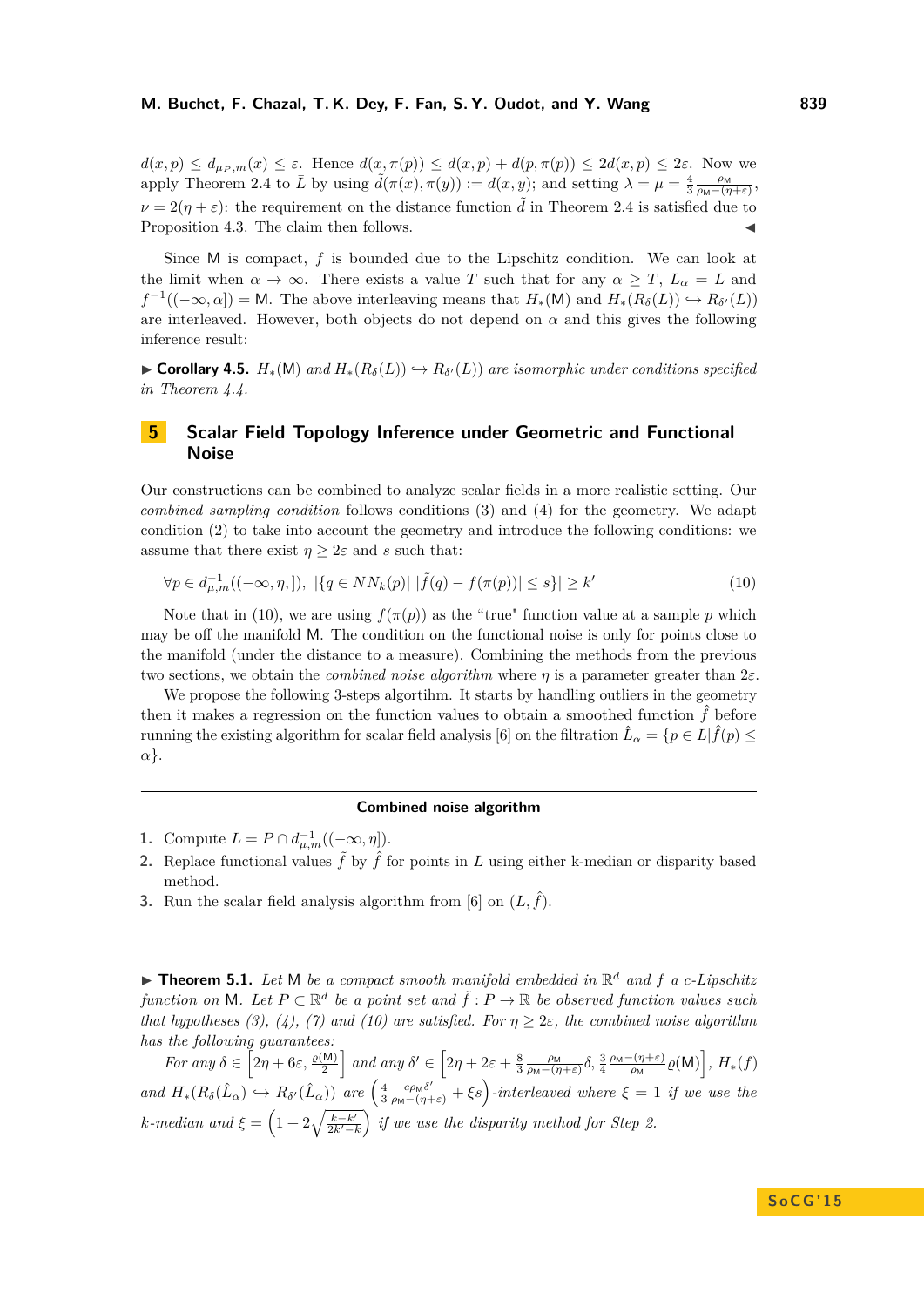$d(x,p) \leq d_{\mu_P,m}(x) \leq \varepsilon$. Hence $d(x,\pi(p)) \leq d(x,p) + d(p,\pi(p)) \leq 2d(x,p) \leq 2\varepsilon$. Now we apply Theorem 2.4 to $\bar{L}$ by using $\tilde{d}(\pi(x),\pi(y)) := d(x,y)$; and setting $\lambda = \mu = \frac{4}{3}\frac{\rho_{\mathsf{M}}}{\rho_{\mathsf{M}}-(\eta+\varepsilon)}$, $\nu = 2(\eta+\varepsilon)$: the requirement on the distance function $\tilde{d}$ in Theorem 2.4 is satisfied due to Proposition 4.3. The claim then follows. ◀

Since $\mathsf{M}$ is compact, $f$ is bounded due to the Lipschitz condition. We can look at the limit when $\alpha \to \infty$. There exists a value $T$ such that for any $\alpha \geq T$, $L_\alpha = L$ and $f^{-1}((-\infty,\alpha]) = \mathsf{M}$. The above interleaving means that $H_*(\mathsf{M})$ and $H_*(R_\delta(L)) \hookrightarrow R_{\delta'}(L))$ are interleaved. However, both objects do not depend on $\alpha$ and this gives the following inference result:

▶ **Corollary 4.5.** *$H_*(\mathsf{M})$ and $H_*(R_\delta(L)) \hookrightarrow R_{\delta'}(L))$ are isomorphic under conditions specified in Theorem 4.4.*

## 5 Scalar Field Topology Inference under Geometric and Functional Noise

Our constructions can be combined to analyze scalar fields in a more realistic setting. Our *combined sampling condition* follows conditions (3) and (4) for the geometry. We adapt condition (2) to take into account the geometry and introduce the following conditions: we assume that there exist $\eta \geq 2\varepsilon$ and $s$ such that:

$$\forall p \in d_{\mu,m}^{-1}((-\infty,\eta,]),\ |\{q \in NN_k(p)|\ |\tilde{f}(q) - f(\pi(p))| \leq s\}| \geq k' \tag{10}$$

Note that in (10), we are using $f(\pi(p))$ as the "true" function value at a sample $p$ which may be off the manifold $\mathsf{M}$. The condition on the functional noise is only for points close to the manifold (under the distance to a measure). Combining the methods from the previous two sections, we obtain the *combined noise algorithm* where $\eta$ is a parameter greater than $2\varepsilon$.

We propose the following 3-steps algortihm. It starts by handling outliers in the geometry then it makes a regression on the function values to obtain a smoothed function $\hat{f}$ before running the existing algorithm for scalar field analysis [6] on the filtration $\hat{L}_\alpha = \{p \in L | \hat{f}(p) \leq \alpha\}$.

---

**Combined noise algorithm**

1. Compute $L = P \cap d_{\mu,m}^{-1}((-\infty,\eta])$.
2. Replace functional values $\tilde{f}$ by $\hat{f}$ for points in $L$ using either k-median or disparity based method.
3. Run the scalar field analysis algorithm from [6] on $(L,\hat{f})$.

---

▶ **Theorem 5.1.** *Let $\mathsf{M}$ be a compact smooth manifold embedded in $\mathbb{R}^d$ and $f$ a $c$-Lipschitz function on $\mathsf{M}$. Let $P \subset \mathbb{R}^d$ be a point set and $\tilde{f} : P \to \mathbb{R}$ be observed function values such that hypotheses (3), (4), (7) and (10) are satisfied. For $\eta \geq 2\varepsilon$, the combined noise algorithm has the following guarantees:*

*For any $\delta \in \left[2\eta + 6\varepsilon, \frac{\varrho(\mathsf{M})}{2}\right]$ and any $\delta' \in \left[2\eta + 2\varepsilon + \frac{8}{3}\frac{\rho_{\mathsf{M}}}{\rho_{\mathsf{M}}-(\eta+\varepsilon)}\delta, \frac{3}{4}\frac{\rho_{\mathsf{M}}-(\eta+\varepsilon)}{\rho_{\mathsf{M}}}\varrho(\mathsf{M})\right]$, $H_*(f)$ and $H_*(R_\delta(\hat{L}_\alpha) \hookrightarrow R_{\delta'}(\hat{L}_\alpha))$ are $\left(\frac{4}{3}\frac{c\rho_{\mathsf{M}}\delta'}{\rho_{\mathsf{M}}-(\eta+\varepsilon)} + \xi s\right)$-interleaved where $\xi = 1$ if we use the k-median and $\xi = \left(1 + 2\sqrt{\frac{k-k'}{2k'-k}}\right)$ if we use the disparity method for Step 2.*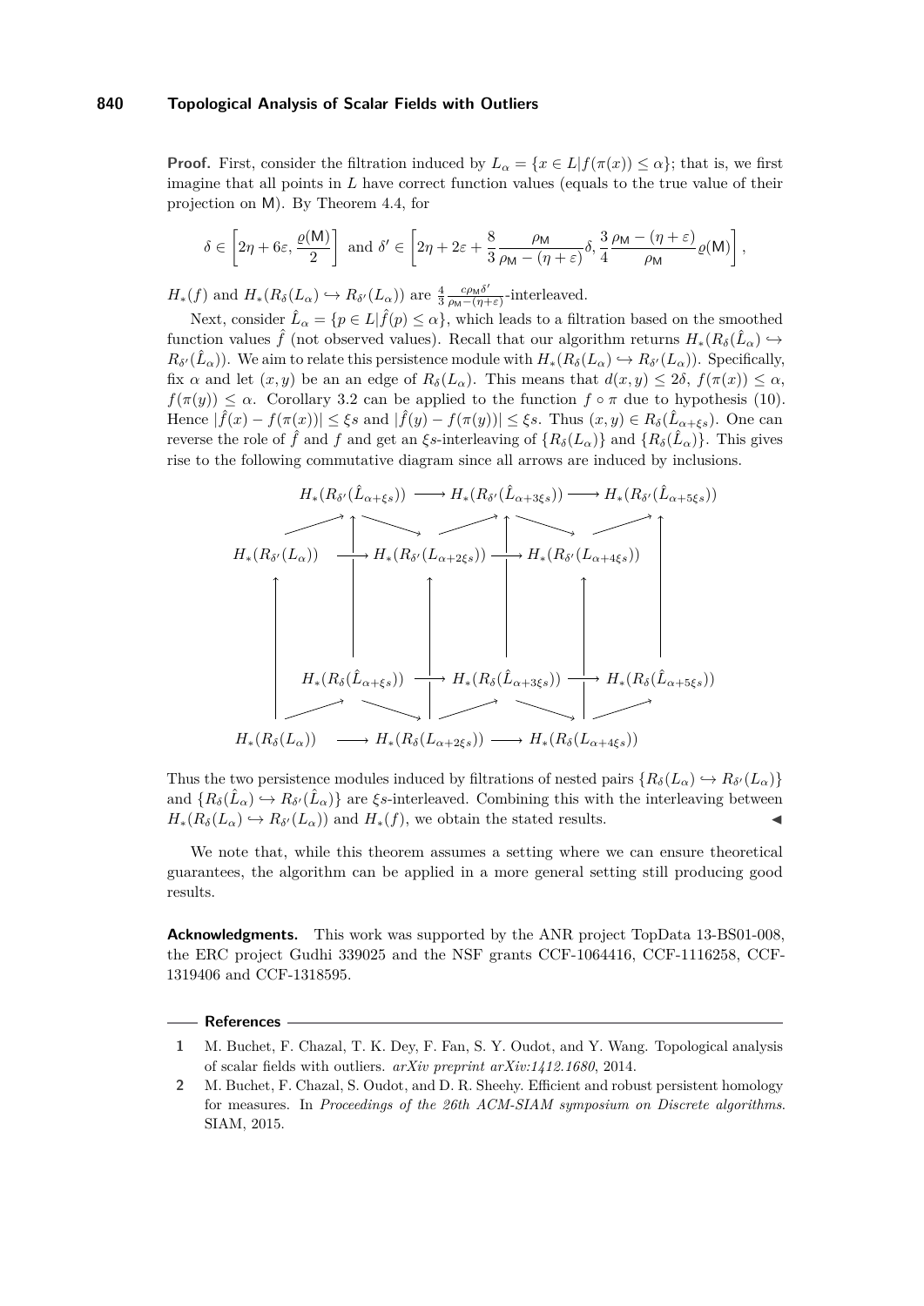**Proof.** First, consider the filtration induced by $L_\alpha = \{x \in L | f(\pi(x)) \le \alpha\}$; that is, we first imagine that all points in $L$ have correct function values (equals to the true value of their projection on $\mathsf{M}$). By Theorem 4.4, for

$$\delta \in \left[2\eta + 6\varepsilon, \frac{\varrho(\mathsf{M})}{2}\right] \text{ and } \delta' \in \left[2\eta + 2\varepsilon + \frac{8}{3}\frac{\rho_\mathsf{M}}{\rho_\mathsf{M} - (\eta+\varepsilon)}\delta, \frac{3}{4}\frac{\rho_\mathsf{M} - (\eta+\varepsilon)}{\rho_\mathsf{M}}\varrho(\mathsf{M})\right],$$

$H_*(f)$ and $H_*(R_\delta(L_\alpha) \hookrightarrow R_{\delta'}(L_\alpha))$ are $\frac{4}{3}\frac{c\rho_\mathsf{M}\delta'}{\rho_\mathsf{M}-(\eta+\varepsilon)}$-interleaved.

Next, consider $\hat{L}_\alpha = \{p \in L | \hat{f}(p) \le \alpha\}$, which leads to a filtration based on the smoothed function values $\hat{f}$ (not observed values). Recall that our algorithm returns $H_*(R_\delta(\hat{L}_\alpha) \hookrightarrow R_{\delta'}(\hat{L}_\alpha))$. We aim to relate this persistence module with $H_*(R_\delta(L_\alpha) \hookrightarrow R_{\delta'}(L_\alpha))$. Specifically, fix $\alpha$ and let $(x, y)$ be an an edge of $R_\delta(L_\alpha)$. This means that $d(x, y) \le 2\delta$, $f(\pi(x)) \le \alpha$, $f(\pi(y)) \le \alpha$. Corollary 3.2 can be applied to the function $f \circ \pi$ due to hypothesis (10). Hence $|\hat{f}(x) - f(\pi(x))| \le \xi s$ and $|\hat{f}(y) - f(\pi(y))| \le \xi s$. Thus $(x, y) \in R_\delta(\hat{L}_{\alpha+\xi s})$. One can reverse the role of $\hat{f}$ and $f$ and get an $\xi s$-interleaving of $\{R_\delta(L_\alpha)\}$ and $\{R_\delta(\hat{L}_\alpha)\}$. This gives rise to the following commutative diagram since all arrows are induced by inclusions.

$$\begin{array}{ccccccccc}
 & H_*(R_{\delta'}(\hat{L}_{\alpha+\xi s})) & \longrightarrow & H_*(R_{\delta'}(\hat{L}_{\alpha+3\xi s})) & \longrightarrow & H_*(R_{\delta'}(\hat{L}_{\alpha+5\xi s})) \\
H_*(R_{\delta'}(L_\alpha)) & \longrightarrow & H_*(R_{\delta'}(L_{\alpha+2\xi s})) & \longrightarrow & H_*(R_{\delta'}(L_{\alpha+4\xi s})) & \\
 & H_*(R_\delta(\hat{L}_{\alpha+\xi s})) & \longrightarrow & H_*(R_\delta(\hat{L}_{\alpha+3\xi s})) & \longrightarrow & H_*(R_\delta(\hat{L}_{\alpha+5\xi s})) \\
H_*(R_\delta(L_\alpha)) & \longrightarrow & H_*(R_\delta(L_{\alpha+2\xi s})) & \longrightarrow & H_*(R_\delta(L_{\alpha+4\xi s})) &
\end{array}$$

Thus the two persistence modules induced by filtrations of nested pairs $\{R_\delta(L_\alpha) \hookrightarrow R_{\delta'}(L_\alpha)\}$ and $\{R_\delta(\hat{L}_\alpha) \hookrightarrow R_{\delta'}(\hat{L}_\alpha)\}$ are $\xi s$-interleaved. Combining this with the interleaving between $H_*(R_\delta(L_\alpha) \hookrightarrow R_{\delta'}(L_\alpha))$ and $H_*(f)$, we obtain the stated results. ◀

We note that, while this theorem assumes a setting where we can ensure theoretical guarantees, the algorithm can be applied in a more general setting still producing good results.

**Acknowledgments.** This work was supported by the ANR project TopData 13-BS01-008, the ERC project Gudhi 339025 and the NSF grants CCF-1064416, CCF-1116258, CCF-1319406 and CCF-1318595.

## References

1. M. Buchet, F. Chazal, T. K. Dey, F. Fan, S. Y. Oudot, and Y. Wang. Topological analysis of scalar fields with outliers. *arXiv preprint arXiv:1412.1680*, 2014.
2. M. Buchet, F. Chazal, S. Oudot, and D. R. Sheehy. Efficient and robust persistent homology for measures. In *Proceedings of the 26th ACM-SIAM symposium on Discrete algorithms*. SIAM, 2015.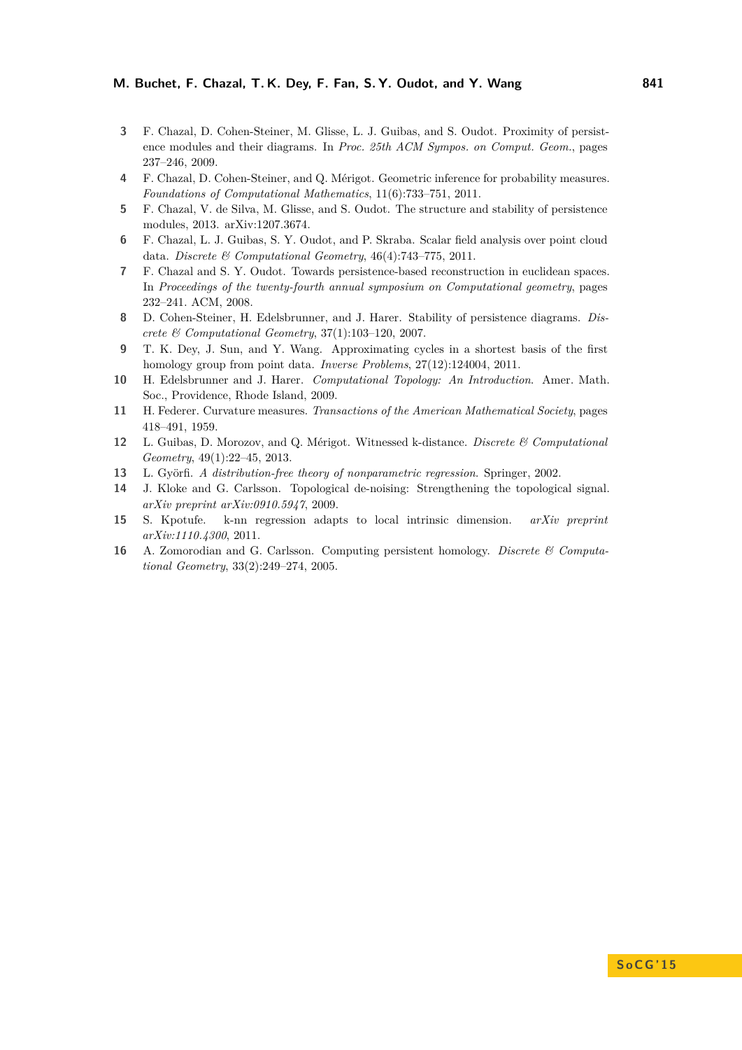3. F. Chazal, D. Cohen-Steiner, M. Glisse, L. J. Guibas, and S. Oudot. Proximity of persistence modules and their diagrams. In *Proc. 25th ACM Sympos. on Comput. Geom.*, pages 237–246, 2009.
4. F. Chazal, D. Cohen-Steiner, and Q. Mérigot. Geometric inference for probability measures. *Foundations of Computational Mathematics*, 11(6):733–751, 2011.
5. F. Chazal, V. de Silva, M. Glisse, and S. Oudot. The structure and stability of persistence modules, 2013. arXiv:1207.3674.
6. F. Chazal, L. J. Guibas, S. Y. Oudot, and P. Skraba. Scalar field analysis over point cloud data. *Discrete & Computational Geometry*, 46(4):743–775, 2011.
7. F. Chazal and S. Y. Oudot. Towards persistence-based reconstruction in euclidean spaces. In *Proceedings of the twenty-fourth annual symposium on Computational geometry*, pages 232–241. ACM, 2008.
8. D. Cohen-Steiner, H. Edelsbrunner, and J. Harer. Stability of persistence diagrams. *Discrete & Computational Geometry*, 37(1):103–120, 2007.
9. T. K. Dey, J. Sun, and Y. Wang. Approximating cycles in a shortest basis of the first homology group from point data. *Inverse Problems*, 27(12):124004, 2011.
10. H. Edelsbrunner and J. Harer. *Computational Topology: An Introduction*. Amer. Math. Soc., Providence, Rhode Island, 2009.
11. H. Federer. Curvature measures. *Transactions of the American Mathematical Society*, pages 418–491, 1959.
12. L. Guibas, D. Morozov, and Q. Mérigot. Witnessed k-distance. *Discrete & Computational Geometry*, 49(1):22–45, 2013.
13. L. Györfi. *A distribution-free theory of nonparametric regression*. Springer, 2002.
14. J. Kloke and G. Carlsson. Topological de-noising: Strengthening the topological signal. *arXiv preprint arXiv:0910.5947*, 2009.
15. S. Kpotufe. k-nn regression adapts to local intrinsic dimension. *arXiv preprint arXiv:1110.4300*, 2011.
16. A. Zomorodian and G. Carlsson. Computing persistent homology. *Discrete & Computational Geometry*, 33(2):249–274, 2005.